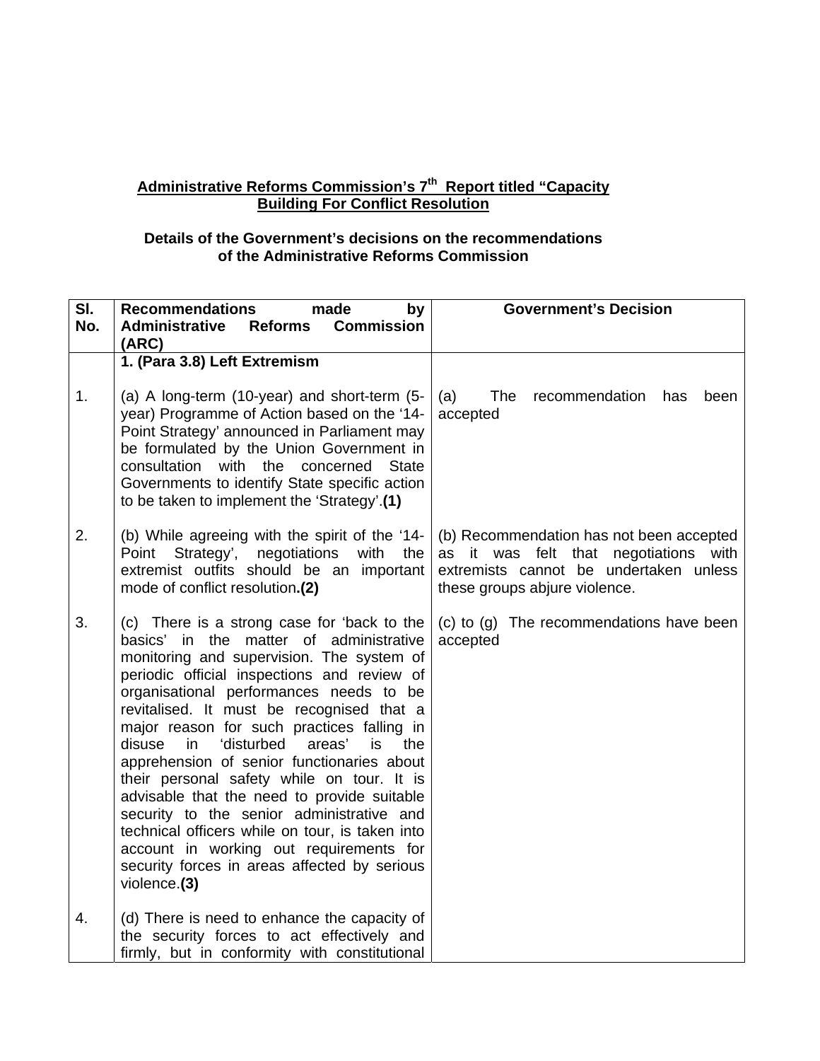**Administrative Reforms Commission's 7th Report titled "Capacity Building For Conflict Resolution**

**Details of the Government's decisions on the recommendations of the Administrative Reforms Commission**

| Sl. No. | Recommendations made by Administrative Reforms Commission (ARC) | Government's Decision |
|---|---|---|
| | **1. (Para 3.8) Left Extremism** | |
| 1. | (a) A long-term (10-year) and short-term (5-year) Programme of Action based on the '14-Point Strategy' announced in Parliament may be formulated by the Union Government in consultation with the concerned State Governments to identify State specific action to be taken to implement the 'Strategy'.**(1)** | (a) The recommendation has been accepted |
| 2. | (b) While agreeing with the spirit of the '14-Point Strategy', negotiations with the extremist outfits should be an important mode of conflict resolution**.(2)** | (b) Recommendation has not been accepted as it was felt that negotiations with extremists cannot be undertaken unless these groups abjure violence. |
| 3. | (c) There is a strong case for 'back to the basics' in the matter of administrative monitoring and supervision. The system of periodic official inspections and review of organisational performances needs to be revitalised. It must be recognised that a major reason for such practices falling in disuse in 'disturbed areas' is the apprehension of senior functionaries about their personal safety while on tour. It is advisable that the need to provide suitable security to the senior administrative and technical officers while on tour, is taken into account in working out requirements for security forces in areas affected by serious violence.**(3)** | (c) to (g) The recommendations have been accepted |
| 4. | (d) There is need to enhance the capacity of the security forces to act effectively and firmly, but in conformity with constitutional | |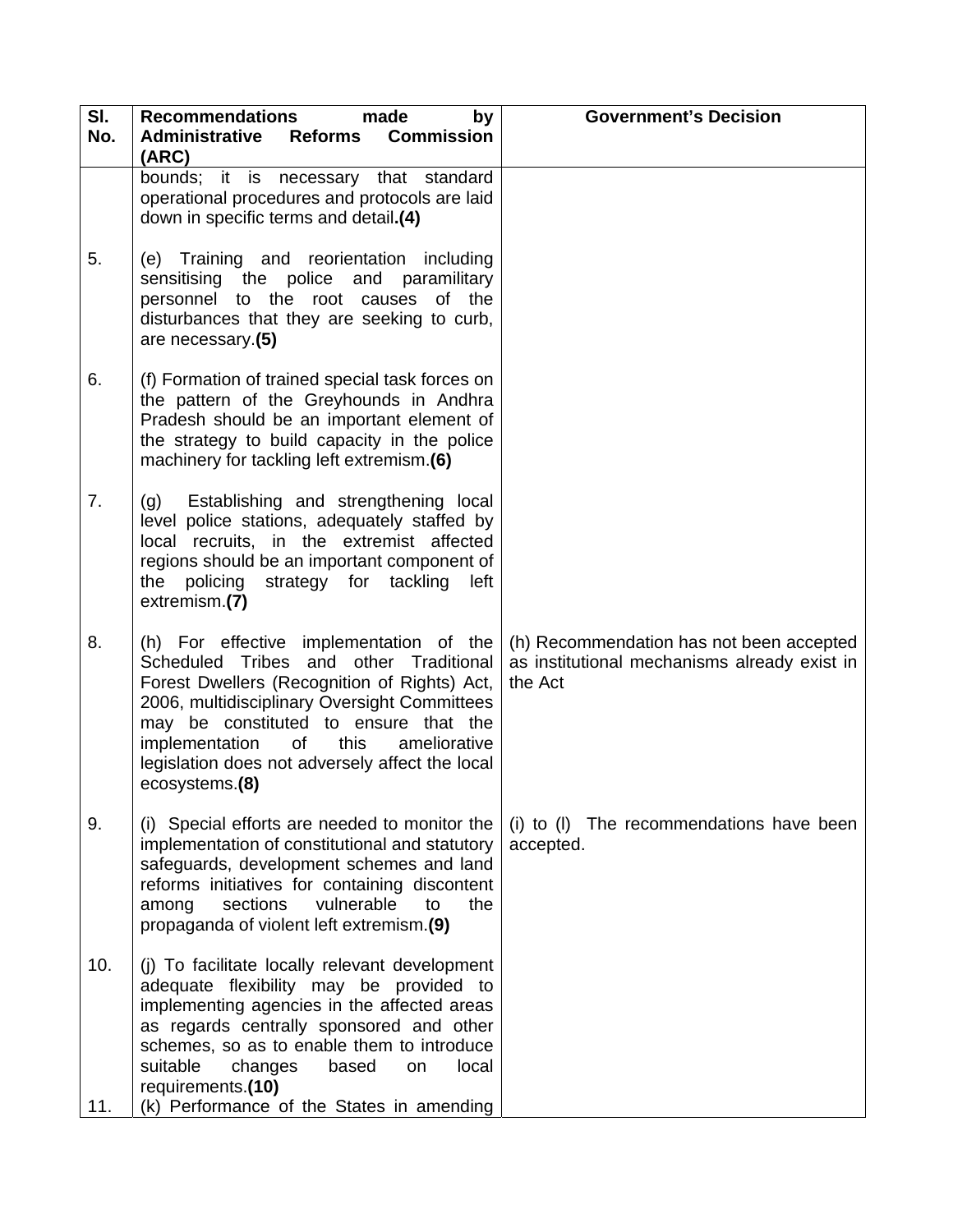| Sl. No. | Recommendations made by Administrative Reforms Commission (ARC) | Government's Decision |
|---|---|---|
| | bounds; it is necessary that standard operational procedures and protocols are laid down in specific terms and detail.**(4)** | |
| 5. | (e) Training and reorientation including sensitising the police and paramilitary personnel to the root causes of the disturbances that they are seeking to curb, are necessary.**(5)** | |
| 6. | (f) Formation of trained special task forces on the pattern of the Greyhounds in Andhra Pradesh should be an important element of the strategy to build capacity in the police machinery for tackling left extremism.**(6)** | |
| 7. | (g) Establishing and strengthening local level police stations, adequately staffed by local recruits, in the extremist affected regions should be an important component of the policing strategy for tackling left extremism.**(7)** | |
| 8. | (h) For effective implementation of the Scheduled Tribes and other Traditional Forest Dwellers (Recognition of Rights) Act, 2006, multidisciplinary Oversight Committees may be constituted to ensure that the implementation of this ameliorative legislation does not adversely affect the local ecosystems.**(8)** | (h) Recommendation has not been accepted as institutional mechanisms already exist in the Act |
| 9. | (i) Special efforts are needed to monitor the implementation of constitutional and statutory safeguards, development schemes and land reforms initiatives for containing discontent among sections vulnerable to the propaganda of violent left extremism.**(9)** | (i) to (l) The recommendations have been accepted. |
| 10. | (j) To facilitate locally relevant development adequate flexibility may be provided to implementing agencies in the affected areas as regards centrally sponsored and other schemes, so as to enable them to introduce suitable changes based on local requirements.**(10)** | |
| 11. | (k) Performance of the States in amending | |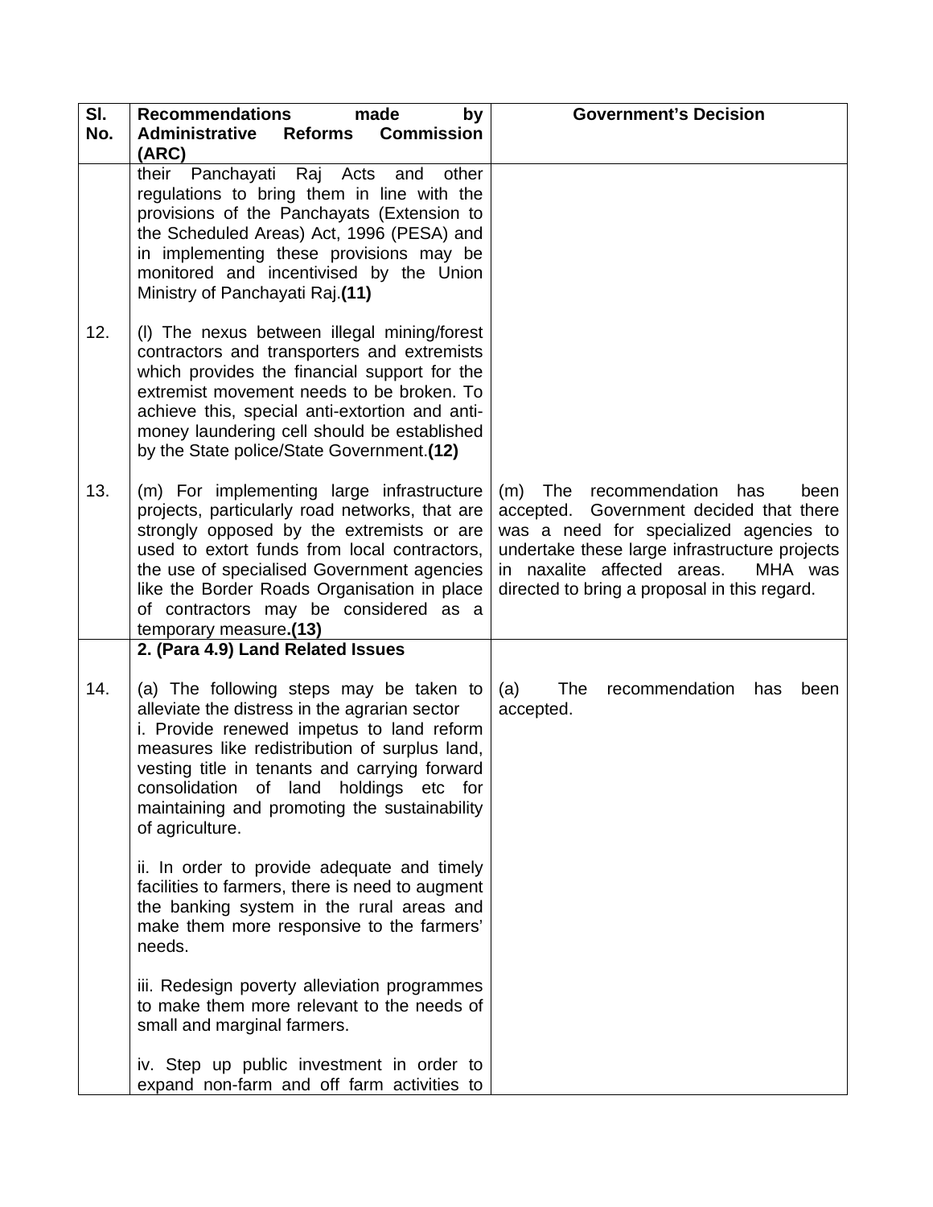| Sl. No. | Recommendations made by Administrative Reforms Commission (ARC) | Government's Decision |
|---|---|---|
| | their Panchayati Raj Acts and other regulations to bring them in line with the provisions of the Panchayats (Extension to the Scheduled Areas) Act, 1996 (PESA) and in implementing these provisions may be monitored and incentivised by the Union Ministry of Panchayati Raj.**(11)** | |
| 12. | (l) The nexus between illegal mining/forest contractors and transporters and extremists which provides the financial support for the extremist movement needs to be broken. To achieve this, special anti-extortion and anti-money laundering cell should be established by the State police/State Government.**(12)** | |
| 13. | (m) For implementing large infrastructure projects, particularly road networks, that are strongly opposed by the extremists or are used to extort funds from local contractors, the use of specialised Government agencies like the Border Roads Organisation in place of contractors may be considered as a temporary measure**.(13)** | (m) The recommendation has been accepted. Government decided that there was a need for specialized agencies to undertake these large infrastructure projects in naxalite affected areas. MHA was directed to bring a proposal in this regard. |
| | **2. (Para 4.9) Land Related Issues** | |
| 14. | (a) The following steps may be taken to alleviate the distress in the agrarian sector<br>i. Provide renewed impetus to land reform measures like redistribution of surplus land, vesting title in tenants and carrying forward consolidation of land holdings etc for maintaining and promoting the sustainability of agriculture.<br><br>ii. In order to provide adequate and timely facilities to farmers, there is need to augment the banking system in the rural areas and make them more responsive to the farmers' needs.<br><br>iii. Redesign poverty alleviation programmes to make them more relevant to the needs of small and marginal farmers.<br><br>iv. Step up public investment in order to expand non-farm and off farm activities to | (a) The recommendation has been accepted. |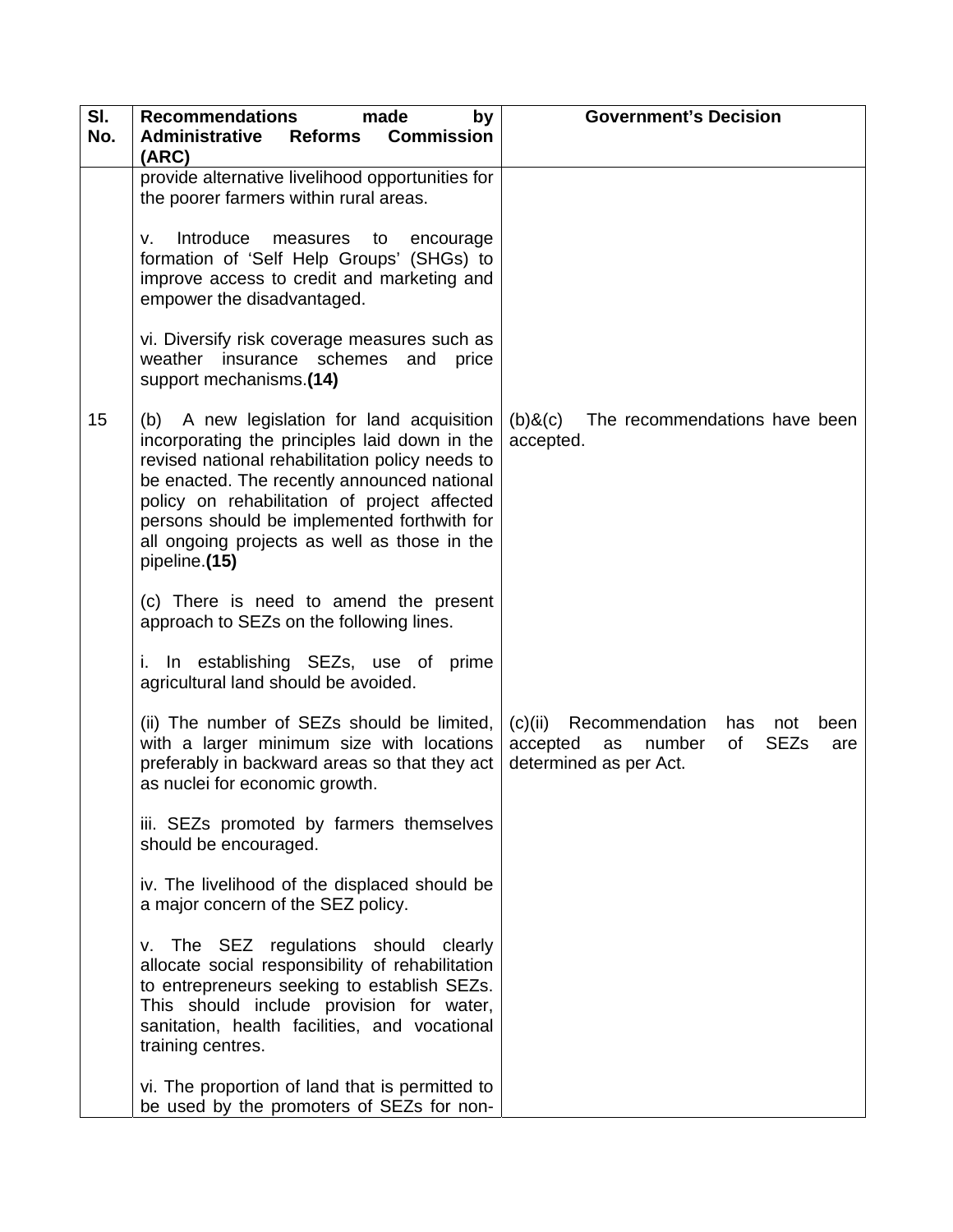| Sl. No. | Recommendations made by Administrative Reforms Commission (ARC) | Government's Decision |
|---|---|---|
| | provide alternative livelihood opportunities for the poorer farmers within rural areas.<br><br>v. Introduce measures to encourage formation of 'Self Help Groups' (SHGs) to improve access to credit and marketing and empower the disadvantaged.<br><br>vi. Diversify risk coverage measures such as weather insurance schemes and price support mechanisms.**(14)** | |
| 15 | (b) A new legislation for land acquisition incorporating the principles laid down in the revised national rehabilitation policy needs to be enacted. The recently announced national policy on rehabilitation of project affected persons should be implemented forthwith for all ongoing projects as well as those in the pipeline.**(15)**<br><br>(c) There is need to amend the present approach to SEZs on the following lines.<br><br>i. In establishing SEZs, use of prime agricultural land should be avoided. | (b)&(c) The recommendations have been accepted. |
| | (ii) The number of SEZs should be limited, with a larger minimum size with locations preferably in backward areas so that they act as nuclei for economic growth.<br><br>iii. SEZs promoted by farmers themselves should be encouraged.<br><br>iv. The livelihood of the displaced should be a major concern of the SEZ policy.<br><br>v. The SEZ regulations should clearly allocate social responsibility of rehabilitation to entrepreneurs seeking to establish SEZs. This should include provision for water, sanitation, health facilities, and vocational training centres.<br><br>vi. The proportion of land that is permitted to be used by the promoters of SEZs for non- | (c)(ii) Recommendation has not been accepted as number of SEZs are determined as per Act. |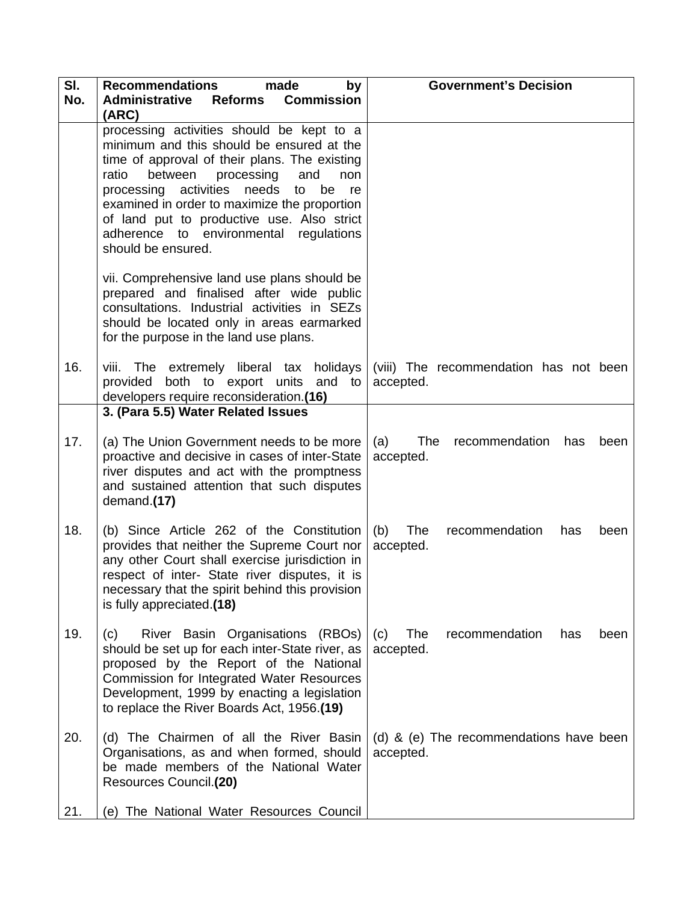| Sl. No. | Recommendations made by Administrative Reforms Commission (ARC) | Government's Decision |
| --- | --- | --- |
| | processing activities should be kept to a minimum and this should be ensured at the time of approval of their plans. The existing ratio between processing and non processing activities needs to be re examined in order to maximize the proportion of land put to productive use. Also strict adherence to environmental regulations should be ensured.<br><br>vii. Comprehensive land use plans should be prepared and finalised after wide public consultations. Industrial activities in SEZs should be located only in areas earmarked for the purpose in the land use plans. | |
| 16. | viii. The extremely liberal tax holidays provided both to export units and to developers require reconsideration.**(16)** | (viii) The recommendation has not been accepted. |
| | **3. (Para 5.5) Water Related Issues** | |
| 17. | (a) The Union Government needs to be more proactive and decisive in cases of inter-State river disputes and act with the promptness and sustained attention that such disputes demand.**(17)** | (a) The recommendation has been accepted. |
| 18. | (b) Since Article 262 of the Constitution provides that neither the Supreme Court nor any other Court shall exercise jurisdiction in respect of inter- State river disputes, it is necessary that the spirit behind this provision is fully appreciated.**(18)** | (b) The recommendation has been accepted. |
| 19. | (c) River Basin Organisations (RBOs) should be set up for each inter-State river, as proposed by the Report of the National Commission for Integrated Water Resources Development, 1999 by enacting a legislation to replace the River Boards Act, 1956.**(19)** | (c) The recommendation has been accepted. |
| 20. | (d) The Chairmen of all the River Basin Organisations, as and when formed, should be made members of the National Water Resources Council.**(20)** | (d) & (e) The recommendations have been accepted. |
| 21. | (e) The National Water Resources Council | |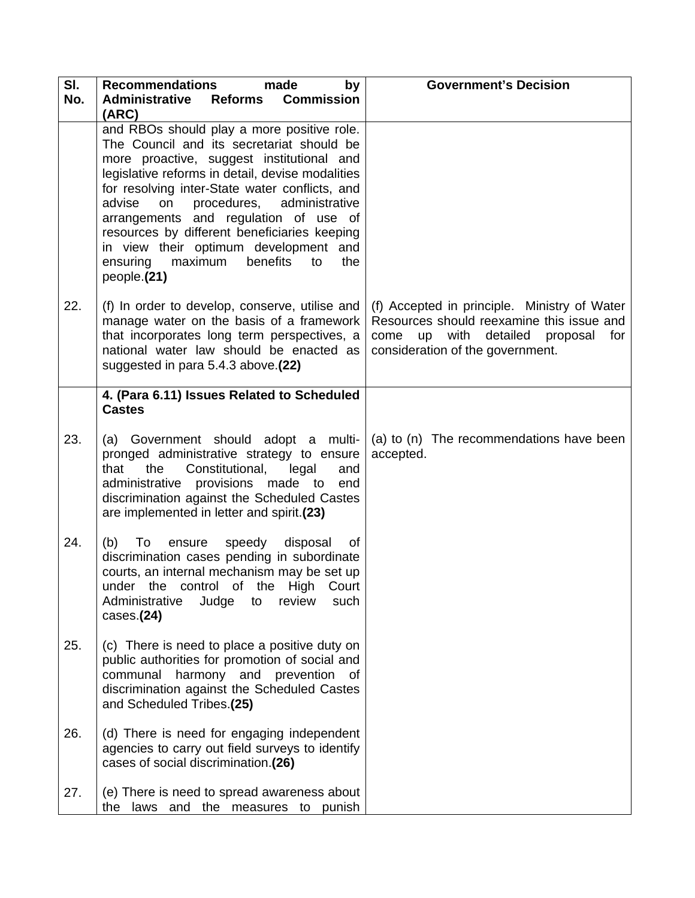| Sl. No. | Recommendations made by Administrative Reforms Commission (ARC) | Government's Decision |
|---|---|---|
| | and RBOs should play a more positive role. The Council and its secretariat should be more proactive, suggest institutional and legislative reforms in detail, devise modalities for resolving inter-State water conflicts, and advise on procedures, administrative arrangements and regulation of use of resources by different beneficiaries keeping in view their optimum development and ensuring maximum benefits to the people.**(21)** | |
| 22. | (f) In order to develop, conserve, utilise and manage water on the basis of a framework that incorporates long term perspectives, a national water law should be enacted as suggested in para 5.4.3 above.**(22)** | (f) Accepted in principle. Ministry of Water Resources should reexamine this issue and come up with detailed proposal for consideration of the government. |
| | **4. (Para 6.11) Issues Related to Scheduled Castes** | |
| 23. | (a) Government should adopt a multi-pronged administrative strategy to ensure that the Constitutional, legal and administrative provisions made to end discrimination against the Scheduled Castes are implemented in letter and spirit.**(23)** | (a) to (n) The recommendations have been accepted. |
| 24. | (b) To ensure speedy disposal of discrimination cases pending in subordinate courts, an internal mechanism may be set up under the control of the High Court Administrative Judge to review such cases.**(24)** | |
| 25. | (c) There is need to place a positive duty on public authorities for promotion of social and communal harmony and prevention of discrimination against the Scheduled Castes and Scheduled Tribes.**(25)** | |
| 26. | (d) There is need for engaging independent agencies to carry out field surveys to identify cases of social discrimination.**(26)** | |
| 27. | (e) There is need to spread awareness about the laws and the measures to punish | |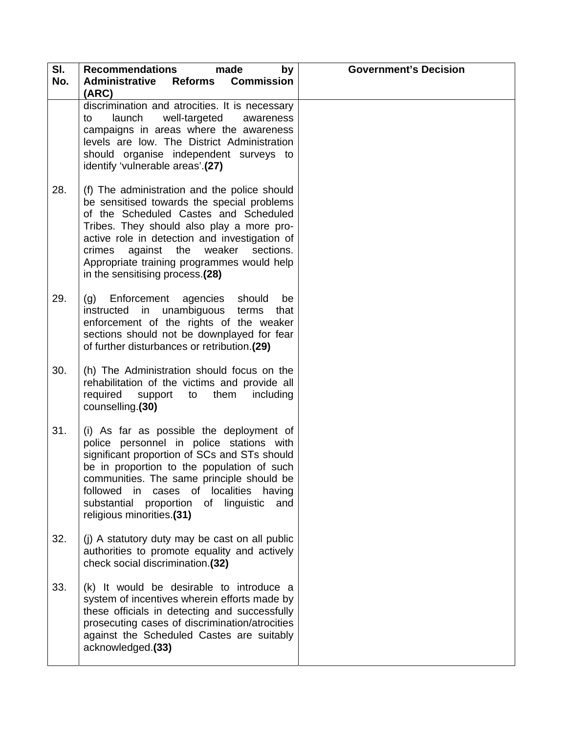| Sl. No. | Recommendations made by Administrative Reforms Commission (ARC) | Government's Decision |
|---|---|---|
| | discrimination and atrocities. It is necessary to launch well-targeted awareness campaigns in areas where the awareness levels are low. The District Administration should organise independent surveys to identify 'vulnerable areas'.**(27)** | |
| 28. | (f) The administration and the police should be sensitised towards the special problems of the Scheduled Castes and Scheduled Tribes. They should also play a more pro-active role in detection and investigation of crimes against the weaker sections. Appropriate training programmes would help in the sensitising process.**(28)** | |
| 29. | (g) Enforcement agencies should be instructed in unambiguous terms that enforcement of the rights of the weaker sections should not be downplayed for fear of further disturbances or retribution.**(29)** | |
| 30. | (h) The Administration should focus on the rehabilitation of the victims and provide all required support to them including counselling.**(30)** | |
| 31. | (i) As far as possible the deployment of police personnel in police stations with significant proportion of SCs and STs should be in proportion to the population of such communities. The same principle should be followed in cases of localities having substantial proportion of linguistic and religious minorities.**(31)** | |
| 32. | (j) A statutory duty may be cast on all public authorities to promote equality and actively check social discrimination.**(32)** | |
| 33. | (k) It would be desirable to introduce a system of incentives wherein efforts made by these officials in detecting and successfully prosecuting cases of discrimination/atrocities against the Scheduled Castes are suitably acknowledged.**(33)** | |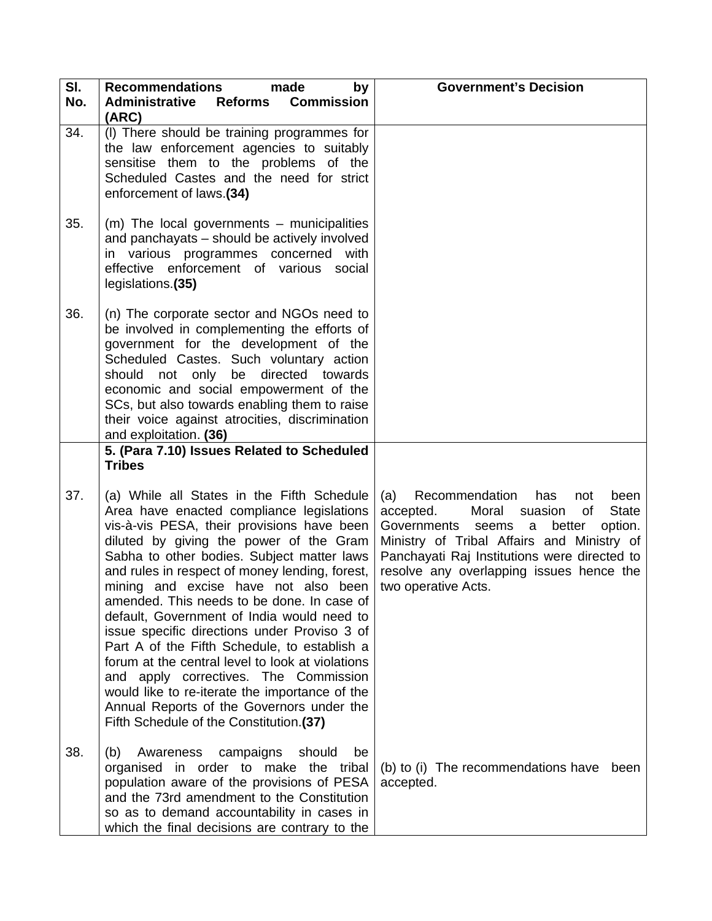| Sl. No. | Recommendations made by Administrative Reforms Commission (ARC) | Government's Decision |
|---|---|---|
| 34. | (l) There should be training programmes for the law enforcement agencies to suitably sensitise them to the problems of the Scheduled Castes and the need for strict enforcement of laws.**(34)** | |
| 35. | (m) The local governments – municipalities and panchayats – should be actively involved in various programmes concerned with effective enforcement of various social legislations.**(35)** | |
| 36. | (n) The corporate sector and NGOs need to be involved in complementing the efforts of government for the development of the Scheduled Castes. Such voluntary action should not only be directed towards economic and social empowerment of the SCs, but also towards enabling them to raise their voice against atrocities, discrimination and exploitation. **(36)** | |
| | **5. (Para 7.10) Issues Related to Scheduled Tribes** | |
| 37. | (a) While all States in the Fifth Schedule Area have enacted compliance legislations vis-à-vis PESA, their provisions have been diluted by giving the power of the Gram Sabha to other bodies. Subject matter laws and rules in respect of money lending, forest, mining and excise have not also been amended. This needs to be done. In case of default, Government of India would need to issue specific directions under Proviso 3 of Part A of the Fifth Schedule, to establish a forum at the central level to look at violations and apply correctives. The Commission would like to re-iterate the importance of the Annual Reports of the Governors under the Fifth Schedule of the Constitution.**(37)** | (a) Recommendation has not been accepted. Moral suasion of State Governments seems a better option. Ministry of Tribal Affairs and Ministry of Panchayati Raj Institutions were directed to resolve any overlapping issues hence the two operative Acts. |
| 38. | (b) Awareness campaigns should be organised in order to make the tribal population aware of the provisions of PESA and the 73rd amendment to the Constitution so as to demand accountability in cases in which the final decisions are contrary to the | (b) to (i) The recommendations have been accepted. |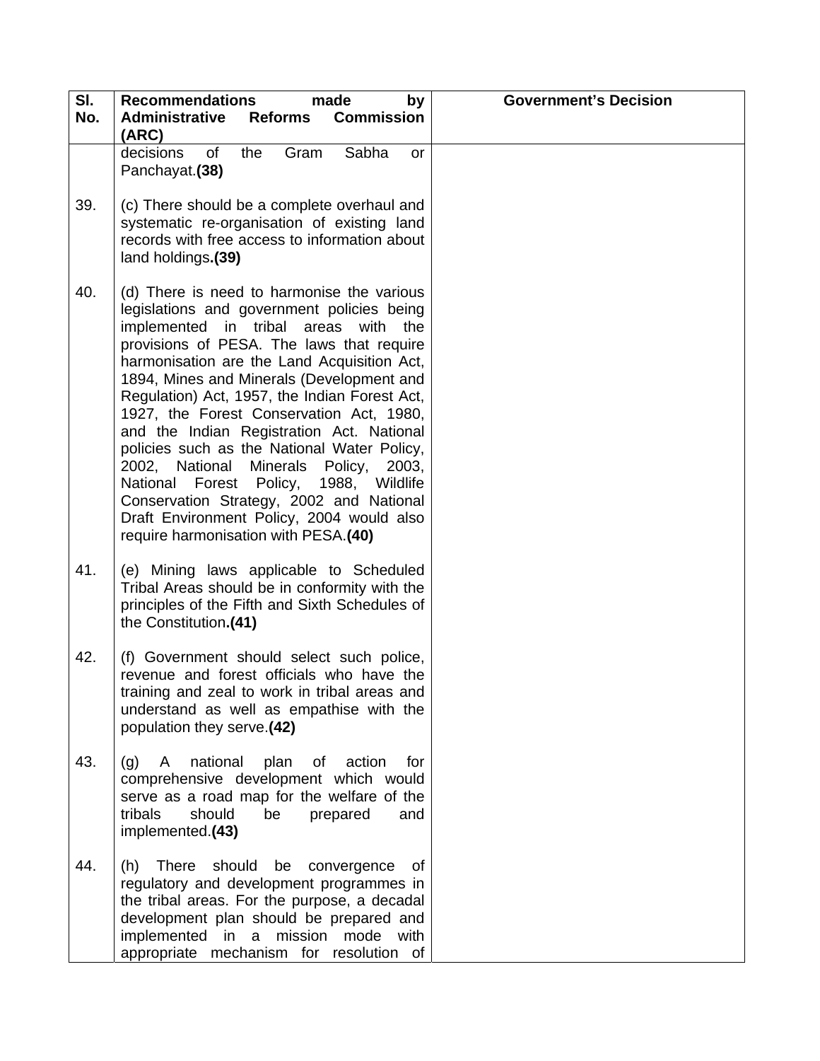| Sl. No. | Recommendations made by Administrative Reforms Commission (ARC) | Government's Decision |
|---|---|---|
| | decisions of the Gram Sabha or Panchayat.**(38)** | |
| 39. | (c) There should be a complete overhaul and systematic re-organisation of existing land records with free access to information about land holdings**.(39)** | |
| 40. | (d) There is need to harmonise the various legislations and government policies being implemented in tribal areas with the provisions of PESA. The laws that require harmonisation are the Land Acquisition Act, 1894, Mines and Minerals (Development and Regulation) Act, 1957, the Indian Forest Act, 1927, the Forest Conservation Act, 1980, and the Indian Registration Act. National policies such as the National Water Policy, 2002, National Minerals Policy, 2003, National Forest Policy, 1988, Wildlife Conservation Strategy, 2002 and National Draft Environment Policy, 2004 would also require harmonisation with PESA.**(40)** | |
| 41. | (e) Mining laws applicable to Scheduled Tribal Areas should be in conformity with the principles of the Fifth and Sixth Schedules of the Constitution**.(41)** | |
| 42. | (f) Government should select such police, revenue and forest officials who have the training and zeal to work in tribal areas and understand as well as empathise with the population they serve.**(42)** | |
| 43. | (g) A national plan of action for comprehensive development which would serve as a road map for the welfare of the tribals should be prepared and implemented.**(43)** | |
| 44. | (h) There should be convergence of regulatory and development programmes in the tribal areas. For the purpose, a decadal development plan should be prepared and implemented in a mission mode with appropriate mechanism for resolution of | |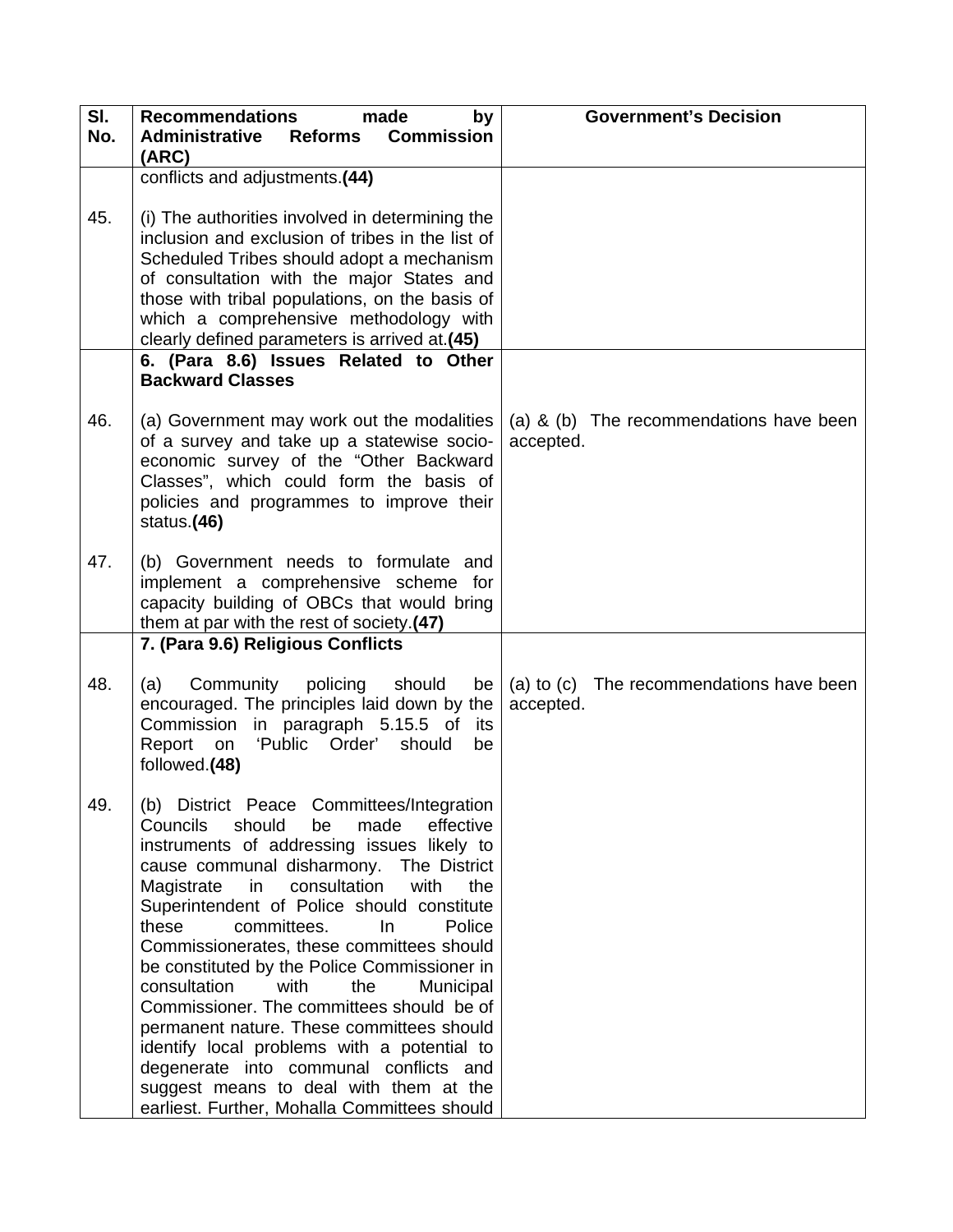| Sl. No. | Recommendations made by Administrative Reforms Commission (ARC) | Government's Decision |
|---|---|---|
| | conflicts and adjustments.**(44)** | |
| 45. | (i) The authorities involved in determining the inclusion and exclusion of tribes in the list of Scheduled Tribes should adopt a mechanism of consultation with the major States and those with tribal populations, on the basis of which a comprehensive methodology with clearly defined parameters is arrived at.**(45)** | |
| | **6. (Para 8.6) Issues Related to Other Backward Classes** | |
| 46. | (a) Government may work out the modalities of a survey and take up a statewise socio-economic survey of the "Other Backward Classes", which could form the basis of policies and programmes to improve their status.**(46)** | (a) & (b) The recommendations have been accepted. |
| 47. | (b) Government needs to formulate and implement a comprehensive scheme for capacity building of OBCs that would bring them at par with the rest of society.**(47)** | |
| | **7. (Para 9.6) Religious Conflicts** | |
| 48. | (a) Community policing should be encouraged. The principles laid down by the Commission in paragraph 5.15.5 of its Report on 'Public Order' should be followed.**(48)** | (a) to (c) The recommendations have been accepted. |
| 49. | (b) District Peace Committees/Integration Councils should be made effective instruments of addressing issues likely to cause communal disharmony. The District Magistrate in consultation with the Superintendent of Police should constitute these committees. In Police Commissionerates, these committees should be constituted by the Police Commissioner in consultation with the Municipal Commissioner. The committees should be of permanent nature. These committees should identify local problems with a potential to degenerate into communal conflicts and suggest means to deal with them at the earliest. Further, Mohalla Committees should | |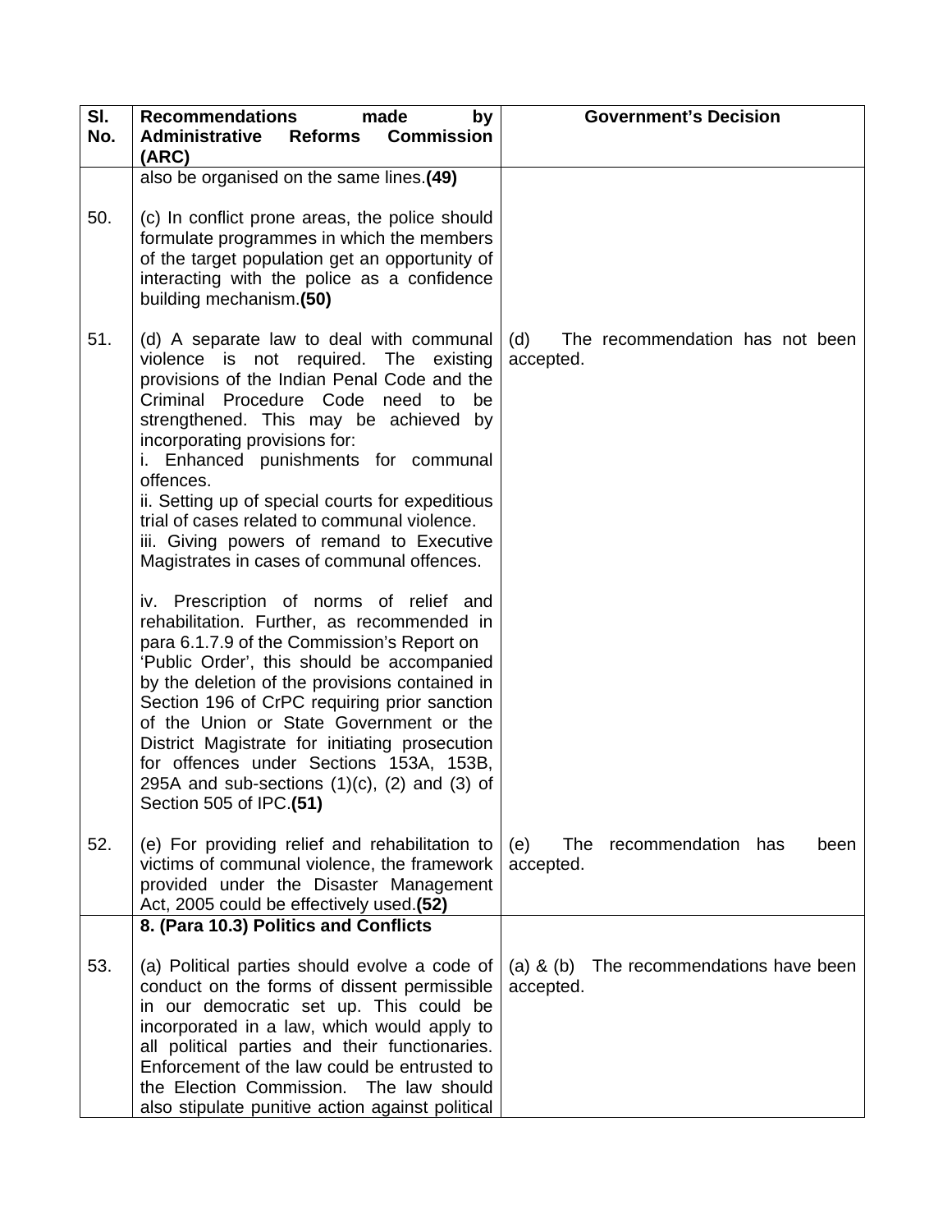| Sl. No. | Recommendations made by Administrative Reforms Commission (ARC) | Government's Decision |
|---|---|---|
| | also be organised on the same lines.**(49)** | |
| 50. | (c) In conflict prone areas, the police should formulate programmes in which the members of the target population get an opportunity of interacting with the police as a confidence building mechanism.**(50)** | |
| 51. | (d) A separate law to deal with communal violence is not required. The existing provisions of the Indian Penal Code and the Criminal Procedure Code need to be strengthened. This may be achieved by incorporating provisions for:<br>i. Enhanced punishments for communal offences.<br>ii. Setting up of special courts for expeditious trial of cases related to communal violence.<br>iii. Giving powers of remand to Executive Magistrates in cases of communal offences.<br><br>iv. Prescription of norms of relief and rehabilitation. Further, as recommended in para 6.1.7.9 of the Commission's Report on 'Public Order', this should be accompanied by the deletion of the provisions contained in Section 196 of CrPC requiring prior sanction of the Union or State Government or the District Magistrate for initiating prosecution for offences under Sections 153A, 153B, 295A and sub-sections (1)(c), (2) and (3) of Section 505 of IPC.**(51)** | (d) The recommendation has not been accepted. |
| 52. | (e) For providing relief and rehabilitation to victims of communal violence, the framework provided under the Disaster Management Act, 2005 could be effectively used.**(52)** | (e) The recommendation has been accepted. |
| | **8. (Para 10.3) Politics and Conflicts** | |
| 53. | (a) Political parties should evolve a code of conduct on the forms of dissent permissible in our democratic set up. This could be incorporated in a law, which would apply to all political parties and their functionaries. Enforcement of the law could be entrusted to the Election Commission. The law should also stipulate punitive action against political | (a) & (b) The recommendations have been accepted. |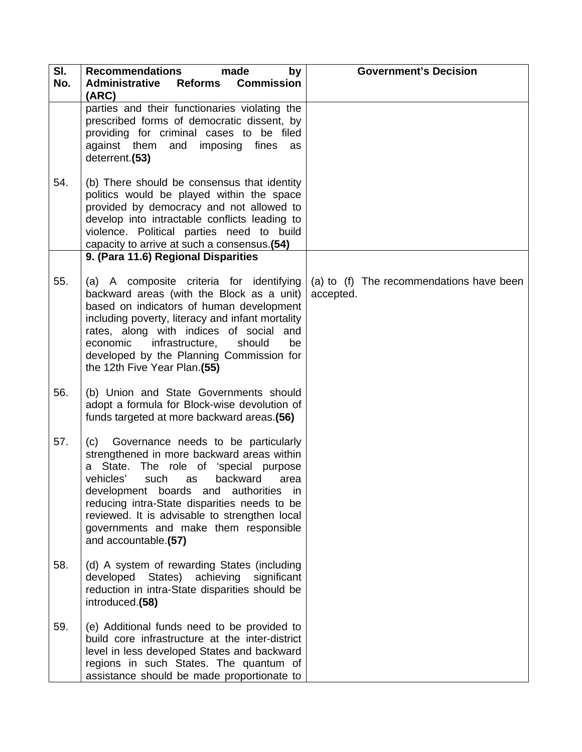| Sl. No. | Recommendations made by Administrative Reforms Commission (ARC) | Government's Decision |
|---|---|---|
| | parties and their functionaries violating the prescribed forms of democratic dissent, by providing for criminal cases to be filed against them and imposing fines as deterrent.**(53)** | |
| 54. | (b) There should be consensus that identity politics would be played within the space provided by democracy and not allowed to develop into intractable conflicts leading to violence. Political parties need to build capacity to arrive at such a consensus.**(54)** | |
| | **9. (Para 11.6) Regional Disparities** | |
| 55. | (a) A composite criteria for identifying backward areas (with the Block as a unit) based on indicators of human development including poverty, literacy and infant mortality rates, along with indices of social and economic infrastructure, should be developed by the Planning Commission for the 12th Five Year Plan.**(55)** | (a) to (f) The recommendations have been accepted. |
| 56. | (b) Union and State Governments should adopt a formula for Block-wise devolution of funds targeted at more backward areas.**(56)** | |
| 57. | (c) Governance needs to be particularly strengthened in more backward areas within a State. The role of 'special purpose vehicles' such as backward area development boards and authorities in reducing intra-State disparities needs to be reviewed. It is advisable to strengthen local governments and make them responsible and accountable.**(57)** | |
| 58. | (d) A system of rewarding States (including developed States) achieving significant reduction in intra-State disparities should be introduced.**(58)** | |
| 59. | (e) Additional funds need to be provided to build core infrastructure at the inter-district level in less developed States and backward regions in such States. The quantum of assistance should be made proportionate to | |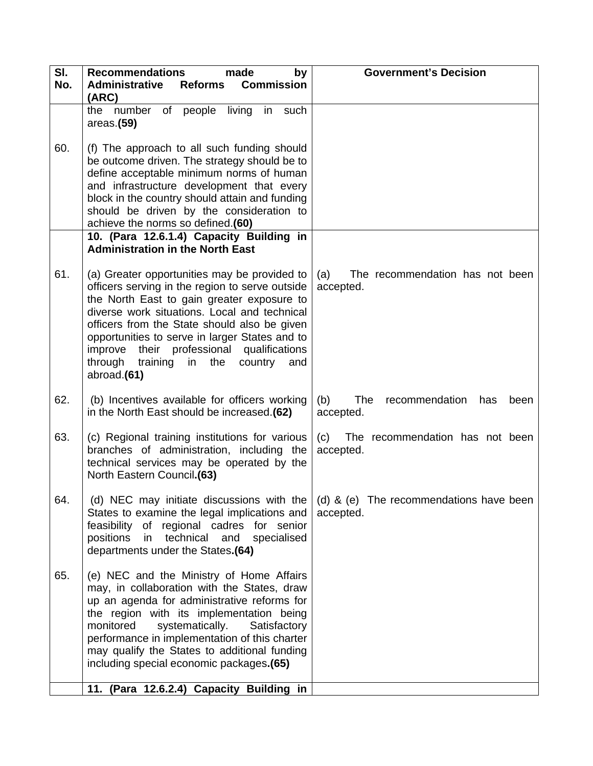| Sl. No. | Recommendations made by Administrative Reforms Commission (ARC) | Government's Decision |
|---|---|---|
| | the number of people living in such areas.**(59)** | |
| 60. | (f) The approach to all such funding should be outcome driven. The strategy should be to define acceptable minimum norms of human and infrastructure development that every block in the country should attain and funding should be driven by the consideration to achieve the norms so defined.**(60)** | |
| | **10. (Para 12.6.1.4) Capacity Building in Administration in the North East** | |
| 61. | (a) Greater opportunities may be provided to officers serving in the region to serve outside the North East to gain greater exposure to diverse work situations. Local and technical officers from the State should also be given opportunities to serve in larger States and to improve their professional qualifications through training in the country and abroad.**(61)** | (a) The recommendation has not been accepted. |
| 62. | (b) Incentives available for officers working in the North East should be increased.**(62)** | (b) The recommendation has been accepted. |
| 63. | (c) Regional training institutions for various branches of administration, including the technical services may be operated by the North Eastern Council**.(63)** | (c) The recommendation has not been accepted. |
| 64. | (d) NEC may initiate discussions with the States to examine the legal implications and feasibility of regional cadres for senior positions in technical and specialised departments under the States**.(64)** | (d) & (e) The recommendations have been accepted. |
| 65. | (e) NEC and the Ministry of Home Affairs may, in collaboration with the States, draw up an agenda for administrative reforms for the region with its implementation being monitored systematically. Satisfactory performance in implementation of this charter may qualify the States to additional funding including special economic packages**.(65)** | |
| | **11. (Para 12.6.2.4) Capacity Building in** | |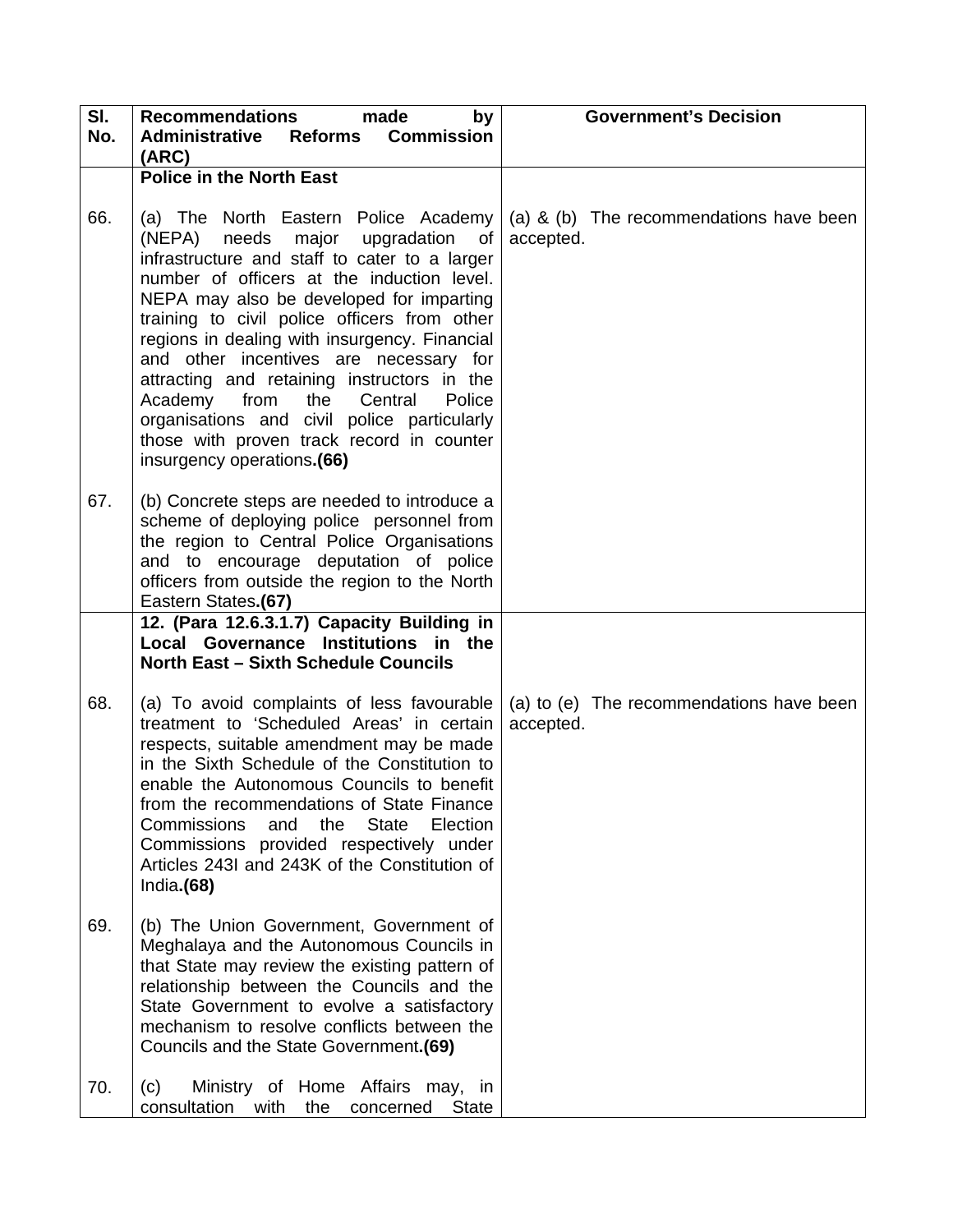| Sl. No. | Recommendations made by Administrative Reforms Commission (ARC) | Government's Decision |
|---|---|---|
| | **Police in the North East** | |
| 66. | (a) The North Eastern Police Academy (NEPA) needs major upgradation of infrastructure and staff to cater to a larger number of officers at the induction level. NEPA may also be developed for imparting training to civil police officers from other regions in dealing with insurgency. Financial and other incentives are necessary for attracting and retaining instructors in the Academy from the Central Police organisations and civil police particularly those with proven track record in counter insurgency operations**.(66)** | (a) & (b) The recommendations have been accepted. |
| 67. | (b) Concrete steps are needed to introduce a scheme of deploying police personnel from the region to Central Police Organisations and to encourage deputation of police officers from outside the region to the North Eastern States**.(67)** | |
| | **12. (Para 12.6.3.1.7) Capacity Building in Local Governance Institutions in the North East – Sixth Schedule Councils** | |
| 68. | (a) To avoid complaints of less favourable treatment to 'Scheduled Areas' in certain respects, suitable amendment may be made in the Sixth Schedule of the Constitution to enable the Autonomous Councils to benefit from the recommendations of State Finance Commissions and the State Election Commissions provided respectively under Articles 243I and 243K of the Constitution of India**.(68)** | (a) to (e) The recommendations have been accepted. |
| 69. | (b) The Union Government, Government of Meghalaya and the Autonomous Councils in that State may review the existing pattern of relationship between the Councils and the State Government to evolve a satisfactory mechanism to resolve conflicts between the Councils and the State Government**.(69)** | |
| 70. | (c) Ministry of Home Affairs may, in consultation with the concerned State | |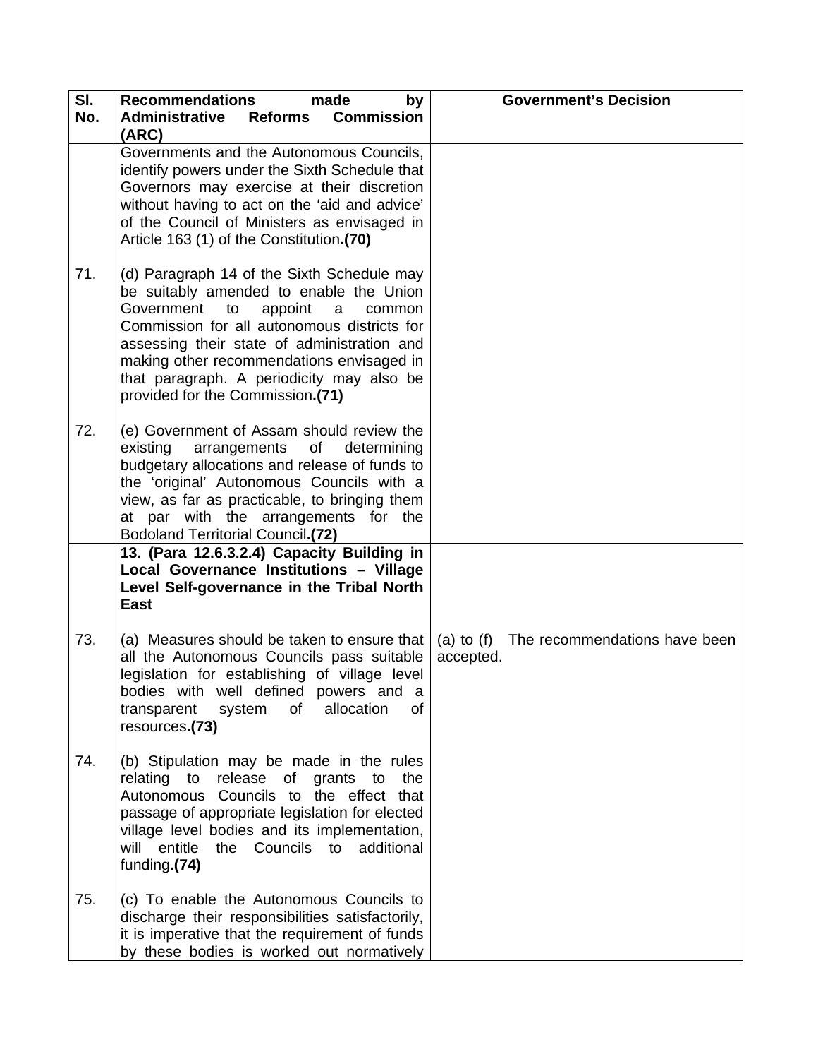| Sl. No. | Recommendations made by Administrative Reforms Commission (ARC) | Government's Decision |
|---|---|---|
| | Governments and the Autonomous Councils, identify powers under the Sixth Schedule that Governors may exercise at their discretion without having to act on the 'aid and advice' of the Council of Ministers as envisaged in Article 163 (1) of the Constitution.**(70)** | |
| 71. | (d) Paragraph 14 of the Sixth Schedule may be suitably amended to enable the Union Government to appoint a common Commission for all autonomous districts for assessing their state of administration and making other recommendations envisaged in that paragraph. A periodicity may also be provided for the Commission.**(71)** | |
| 72. | (e) Government of Assam should review the existing arrangements of determining budgetary allocations and release of funds to the 'original' Autonomous Councils with a view, as far as practicable, to bringing them at par with the arrangements for the Bodoland Territorial Council.**(72)** | |
| | **13. (Para 12.6.3.2.4) Capacity Building in Local Governance Institutions – Village Level Self-governance in the Tribal North East** | |
| 73. | (a) Measures should be taken to ensure that all the Autonomous Councils pass suitable legislation for establishing of village level bodies with well defined powers and a transparent system of allocation of resources.**(73)** | (a) to (f) The recommendations have been accepted. |
| 74. | (b) Stipulation may be made in the rules relating to release of grants to the Autonomous Councils to the effect that passage of appropriate legislation for elected village level bodies and its implementation, will entitle the Councils to additional funding.**(74)** | |
| 75. | (c) To enable the Autonomous Councils to discharge their responsibilities satisfactorily, it is imperative that the requirement of funds by these bodies is worked out normatively | |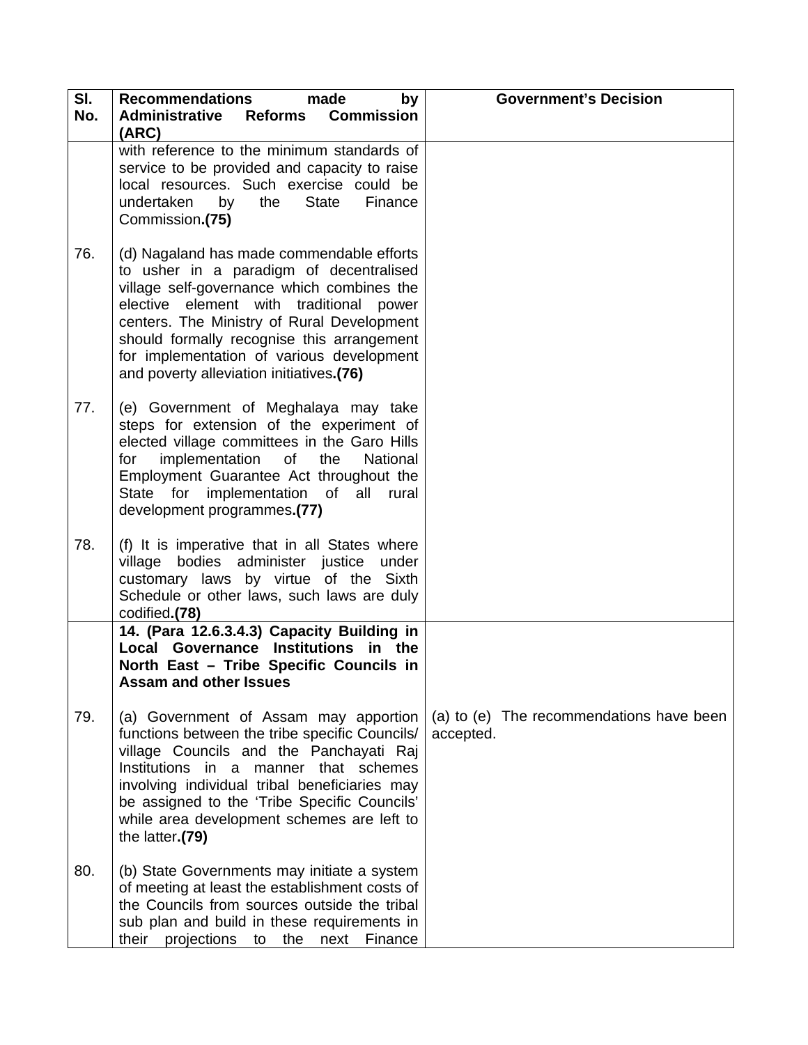| Sl. No. | Recommendations made by Administrative Reforms Commission (ARC) | Government's Decision |
|---|---|---|
| | with reference to the minimum standards of service to be provided and capacity to raise local resources. Such exercise could be undertaken by the State Finance Commission.**(75)** | |
| 76. | (d) Nagaland has made commendable efforts to usher in a paradigm of decentralised village self-governance which combines the elective element with traditional power centers. The Ministry of Rural Development should formally recognise this arrangement for implementation of various development and poverty alleviation initiatives.**(76)** | |
| 77. | (e) Government of Meghalaya may take steps for extension of the experiment of elected village committees in the Garo Hills for implementation of the National Employment Guarantee Act throughout the State for implementation of all rural development programmes.**(77)** | |
| 78. | (f) It is imperative that in all States where village bodies administer justice under customary laws by virtue of the Sixth Schedule or other laws, such laws are duly codified.**(78)** | |
| | **14. (Para 12.6.3.4.3) Capacity Building in Local Governance Institutions in the North East – Tribe Specific Councils in Assam and other Issues** | |
| 79. | (a) Government of Assam may apportion functions between the tribe specific Councils/ village Councils and the Panchayati Raj Institutions in a manner that schemes involving individual tribal beneficiaries may be assigned to the 'Tribe Specific Councils' while area development schemes are left to the latter.**(79)** | (a) to (e) The recommendations have been accepted. |
| 80. | (b) State Governments may initiate a system of meeting at least the establishment costs of the Councils from sources outside the tribal sub plan and build in these requirements in their projections to the next Finance | |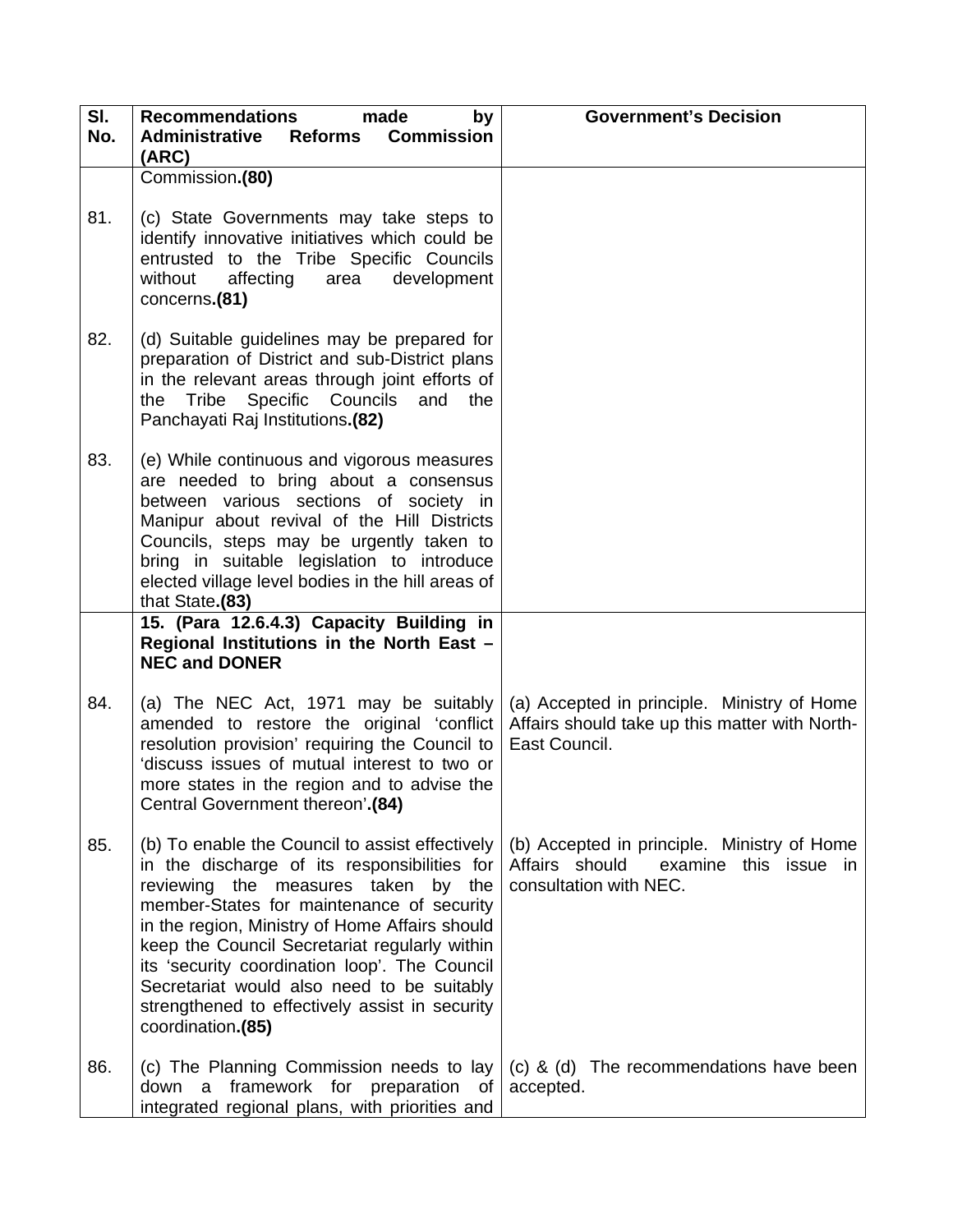| Sl. No. | Recommendations made by Administrative Reforms Commission (ARC) | Government's Decision |
|---|---|---|
| | Commission.**(80)** | |
| 81. | (c) State Governments may take steps to identify innovative initiatives which could be entrusted to the Tribe Specific Councils without affecting area development concerns.**(81)** | |
| 82. | (d) Suitable guidelines may be prepared for preparation of District and sub-District plans in the relevant areas through joint efforts of the Tribe Specific Councils and the Panchayati Raj Institutions.**(82)** | |
| 83. | (e) While continuous and vigorous measures are needed to bring about a consensus between various sections of society in Manipur about revival of the Hill Districts Councils, steps may be urgently taken to bring in suitable legislation to introduce elected village level bodies in the hill areas of that State.**(83)** | |
| | **15. (Para 12.6.4.3) Capacity Building in Regional Institutions in the North East – NEC and DONER** | |
| 84. | (a) The NEC Act, 1971 may be suitably amended to restore the original 'conflict resolution provision' requiring the Council to 'discuss issues of mutual interest to two or more states in the region and to advise the Central Government thereon'.**(84)** | (a) Accepted in principle. Ministry of Home Affairs should take up this matter with North-East Council. |
| 85. | (b) To enable the Council to assist effectively in the discharge of its responsibilities for reviewing the measures taken by the member-States for maintenance of security in the region, Ministry of Home Affairs should keep the Council Secretariat regularly within its 'security coordination loop'. The Council Secretariat would also need to be suitably strengthened to effectively assist in security coordination.**(85)** | (b) Accepted in principle. Ministry of Home Affairs should examine this issue in consultation with NEC. |
| 86. | (c) The Planning Commission needs to lay down a framework for preparation of integrated regional plans, with priorities and | (c) & (d) The recommendations have been accepted. |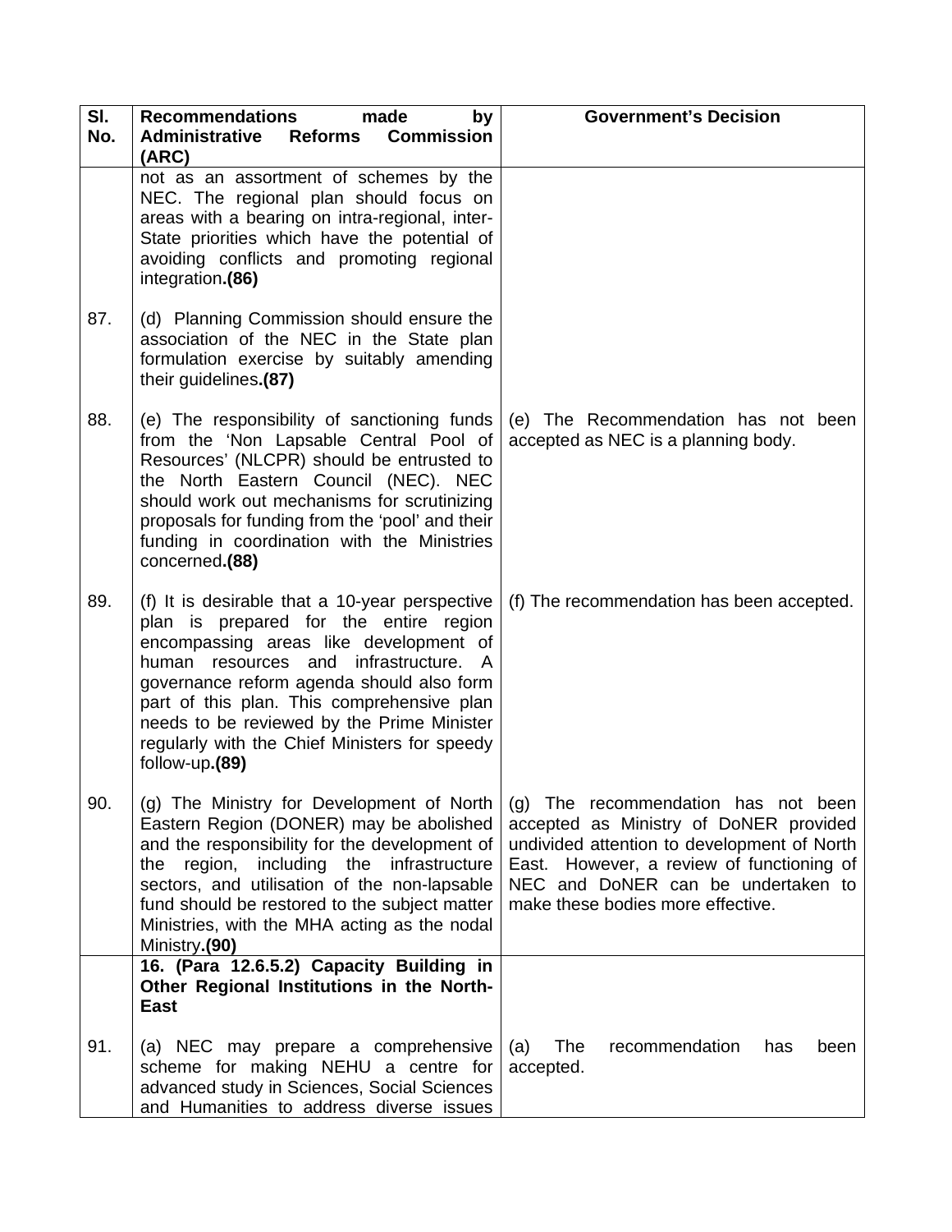| Sl. No. | Recommendations made by Administrative Reforms Commission (ARC) | Government's Decision |
|---|---|---|
| | not as an assortment of schemes by the NEC. The regional plan should focus on areas with a bearing on intra-regional, inter-State priorities which have the potential of avoiding conflicts and promoting regional integration.**(86)** | |
| 87. | (d) Planning Commission should ensure the association of the NEC in the State plan formulation exercise by suitably amending their guidelines.**(87)** | |
| 88. | (e) The responsibility of sanctioning funds from the 'Non Lapsable Central Pool of Resources' (NLCPR) should be entrusted to the North Eastern Council (NEC). NEC should work out mechanisms for scrutinizing proposals for funding from the 'pool' and their funding in coordination with the Ministries concerned.**(88)** | (e) The Recommendation has not been accepted as NEC is a planning body. |
| 89. | (f) It is desirable that a 10-year perspective plan is prepared for the entire region encompassing areas like development of human resources and infrastructure. A governance reform agenda should also form part of this plan. This comprehensive plan needs to be reviewed by the Prime Minister regularly with the Chief Ministers for speedy follow-up.**(89)** | (f) The recommendation has been accepted. |
| 90. | (g) The Ministry for Development of North Eastern Region (DONER) may be abolished and the responsibility for the development of the region, including the infrastructure sectors, and utilisation of the non-lapsable fund should be restored to the subject matter Ministries, with the MHA acting as the nodal Ministry.**(90)** | (g) The recommendation has not been accepted as Ministry of DoNER provided undivided attention to development of North East. However, a review of functioning of NEC and DoNER can be undertaken to make these bodies more effective. |
| | **16. (Para 12.6.5.2) Capacity Building in Other Regional Institutions in the North-East** | |
| 91. | (a) NEC may prepare a comprehensive scheme for making NEHU a centre for advanced study in Sciences, Social Sciences and Humanities to address diverse issues | (a) The recommendation has been accepted. |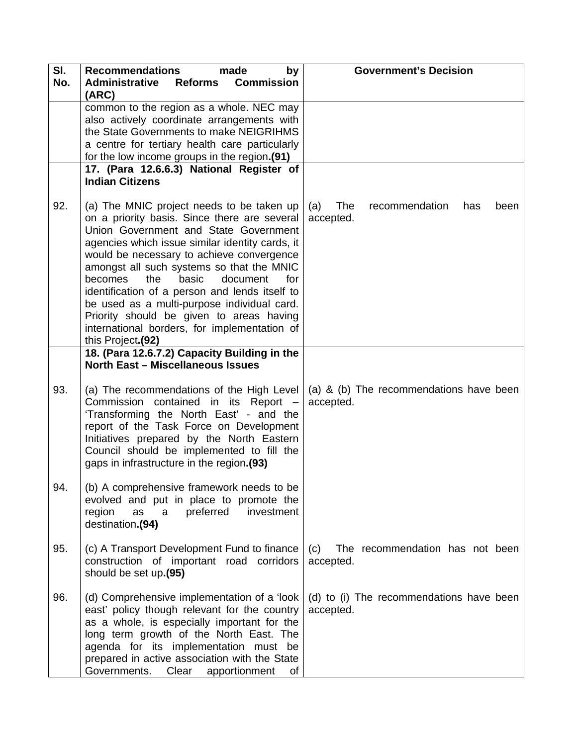| Sl. No. | Recommendations made by Administrative Reforms Commission (ARC) | Government's Decision |
|---|---|---|
| | common to the region as a whole. NEC may also actively coordinate arrangements with the State Governments to make NEIGRIHMS a centre for tertiary health care particularly for the low income groups in the region.**(91)** | |
| | **17. (Para 12.6.6.3) National Register of Indian Citizens** | |
| 92. | (a) The MNIC project needs to be taken up on a priority basis. Since there are several Union Government and State Government agencies which issue similar identity cards, it would be necessary to achieve convergence amongst all such systems so that the MNIC becomes the basic document for identification of a person and lends itself to be used as a multi-purpose individual card. Priority should be given to areas having international borders, for implementation of this Project.**(92)** | (a) The recommendation has been accepted. |
| | **18. (Para 12.6.7.2) Capacity Building in the North East – Miscellaneous Issues** | |
| 93. | (a) The recommendations of the High Level Commission contained in its Report – 'Transforming the North East' - and the report of the Task Force on Development Initiatives prepared by the North Eastern Council should be implemented to fill the gaps in infrastructure in the region.**(93)** | (a) & (b) The recommendations have been accepted. |
| 94. | (b) A comprehensive framework needs to be evolved and put in place to promote the region as a preferred investment destination.**(94)** | |
| 95. | (c) A Transport Development Fund to finance construction of important road corridors should be set up.**(95)** | (c) The recommendation has not been accepted. |
| 96. | (d) Comprehensive implementation of a 'look east' policy though relevant for the country as a whole, is especially important for the long term growth of the North East. The agenda for its implementation must be prepared in active association with the State Governments. Clear apportionment of | (d) to (i) The recommendations have been accepted. |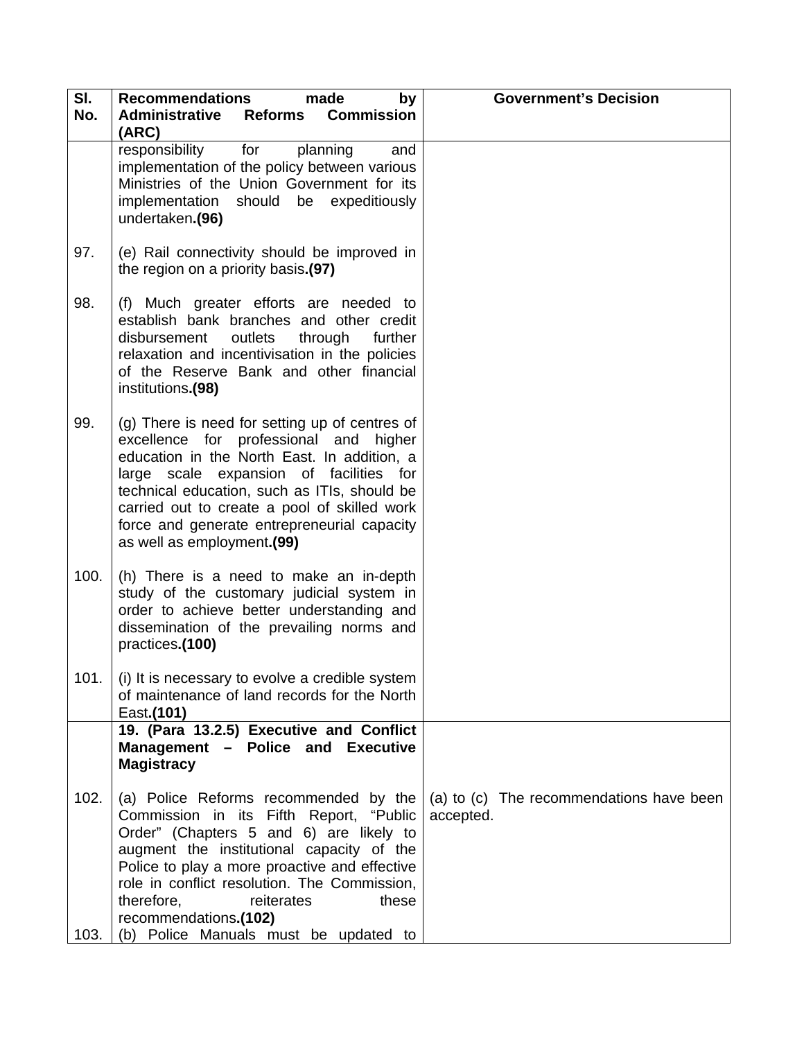| Sl. No. | Recommendations made by Administrative Reforms Commission (ARC) | Government's Decision |
|---|---|---|
| | responsibility for planning and implementation of the policy between various Ministries of the Union Government for its implementation should be expeditiously undertaken.**(96)** | |
| 97. | (e) Rail connectivity should be improved in the region on a priority basis.**(97)** | |
| 98. | (f) Much greater efforts are needed to establish bank branches and other credit disbursement outlets through further relaxation and incentivisation in the policies of the Reserve Bank and other financial institutions.**(98)** | |
| 99. | (g) There is need for setting up of centres of excellence for professional and higher education in the North East. In addition, a large scale expansion of facilities for technical education, such as ITIs, should be carried out to create a pool of skilled work force and generate entrepreneurial capacity as well as employment.**(99)** | |
| 100. | (h) There is a need to make an in-depth study of the customary judicial system in order to achieve better understanding and dissemination of the prevailing norms and practices.**(100)** | |
| 101. | (i) It is necessary to evolve a credible system of maintenance of land records for the North East.**(101)** | |
| | **19. (Para 13.2.5) Executive and Conflict Management – Police and Executive Magistracy** | |
| 102. | (a) Police Reforms recommended by the Commission in its Fifth Report, "Public Order" (Chapters 5 and 6) are likely to augment the institutional capacity of the Police to play a more proactive and effective role in conflict resolution. The Commission, therefore, reiterates these recommendations.**(102)** | (a) to (c) The recommendations have been accepted. |
| 103. | (b) Police Manuals must be updated to | |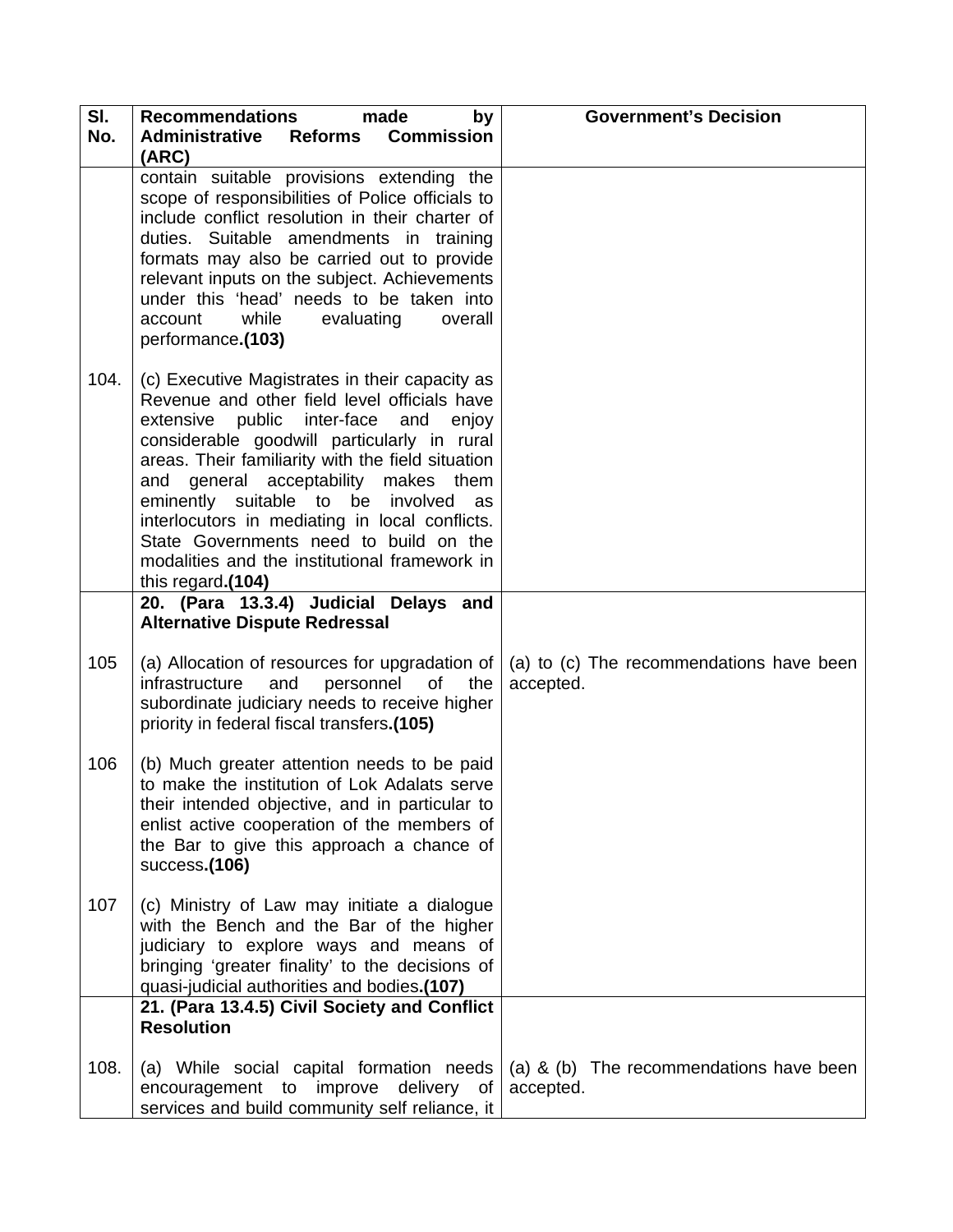| Sl. No. | Recommendations made by Administrative Reforms Commission (ARC) | Government's Decision |
|---|---|---|
| | contain suitable provisions extending the scope of responsibilities of Police officials to include conflict resolution in their charter of duties. Suitable amendments in training formats may also be carried out to provide relevant inputs on the subject. Achievements under this 'head' needs to be taken into account while evaluating overall performance.**(103)** | |
| 104. | (c) Executive Magistrates in their capacity as Revenue and other field level officials have extensive public inter-face and enjoy considerable goodwill particularly in rural areas. Their familiarity with the field situation and general acceptability makes them eminently suitable to be involved as interlocutors in mediating in local conflicts. State Governments need to build on the modalities and the institutional framework in this regard.**(104)** | |
| | **20. (Para 13.3.4) Judicial Delays and Alternative Dispute Redressal** | |
| 105 | (a) Allocation of resources for upgradation of infrastructure and personnel of the subordinate judiciary needs to receive higher priority in federal fiscal transfers.**(105)** | (a) to (c) The recommendations have been accepted. |
| 106 | (b) Much greater attention needs to be paid to make the institution of Lok Adalats serve their intended objective, and in particular to enlist active cooperation of the members of the Bar to give this approach a chance of success.**(106)** | |
| 107 | (c) Ministry of Law may initiate a dialogue with the Bench and the Bar of the higher judiciary to explore ways and means of bringing 'greater finality' to the decisions of quasi-judicial authorities and bodies.**(107)** | |
| | **21. (Para 13.4.5) Civil Society and Conflict Resolution** | |
| 108. | (a) While social capital formation needs encouragement to improve delivery of services and build community self reliance, it | (a) & (b) The recommendations have been accepted. |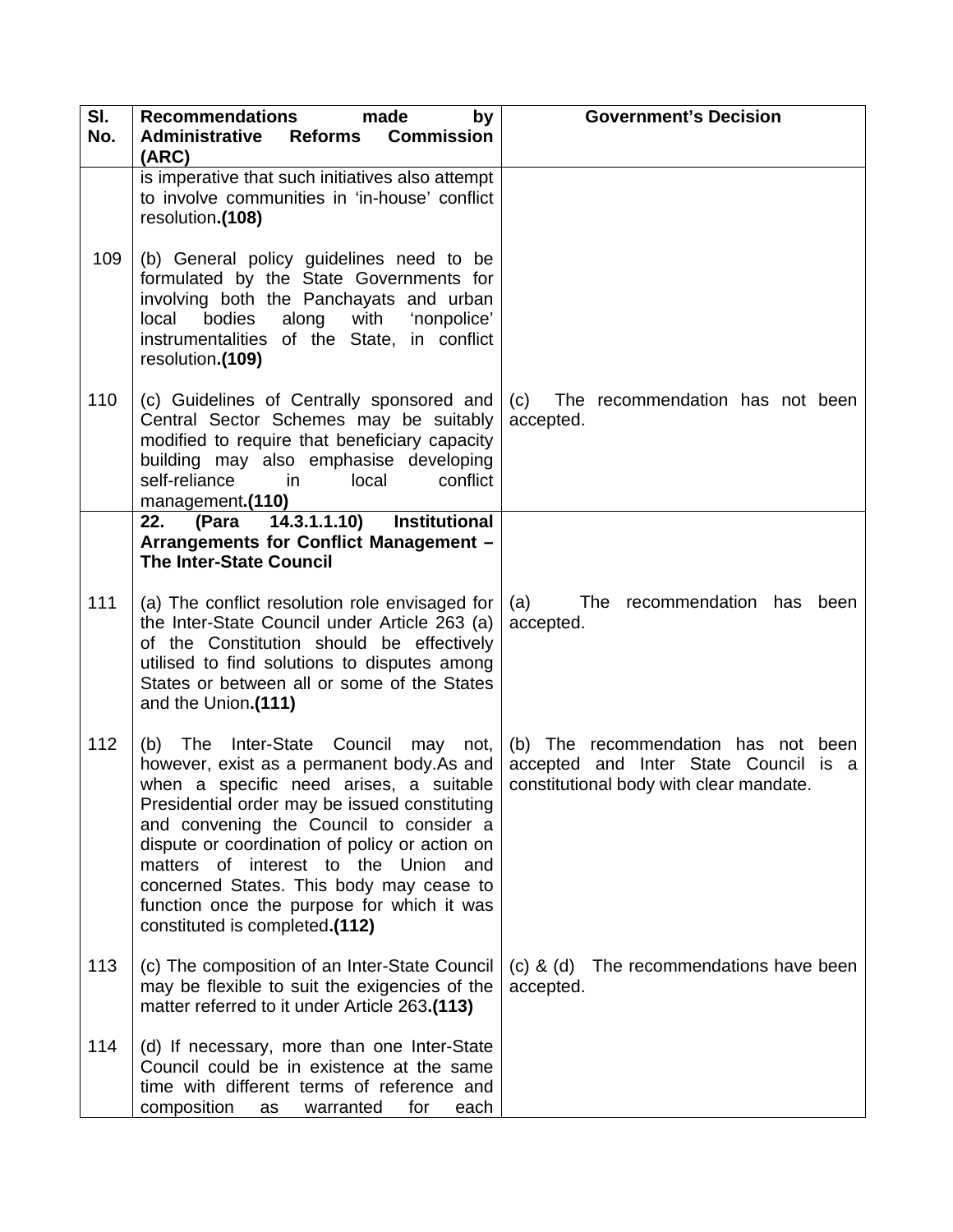| Sl. No. | Recommendations made by Administrative Reforms Commission (ARC) | Government's Decision |
|---|---|---|
| | is imperative that such initiatives also attempt to involve communities in 'in-house' conflict resolution.**(108)** | |
| 109 | (b) General policy guidelines need to be formulated by the State Governments for involving both the Panchayats and urban local bodies along with 'nonpolice' instrumentalities of the State, in conflict resolution.**(109)** | |
| 110 | (c) Guidelines of Centrally sponsored and Central Sector Schemes may be suitably modified to require that beneficiary capacity building may also emphasise developing self-reliance in local conflict management.**(110)** | (c) The recommendation has not been accepted. |
| | **22. (Para 14.3.1.1.10) Institutional Arrangements for Conflict Management – The Inter-State Council** | |
| 111 | (a) The conflict resolution role envisaged for the Inter-State Council under Article 263 (a) of the Constitution should be effectively utilised to find solutions to disputes among States or between all or some of the States and the Union.**(111)** | (a) The recommendation has been accepted. |
| 112 | (b) The Inter-State Council may not, however, exist as a permanent body.As and when a specific need arises, a suitable Presidential order may be issued constituting and convening the Council to consider a dispute or coordination of policy or action on matters of interest to the Union and concerned States. This body may cease to function once the purpose for which it was constituted is completed.**(112)** | (b) The recommendation has not been accepted and Inter State Council is a constitutional body with clear mandate. |
| 113 | (c) The composition of an Inter-State Council may be flexible to suit the exigencies of the matter referred to it under Article 263.**(113)** | (c) & (d) The recommendations have been accepted. |
| 114 | (d) If necessary, more than one Inter-State Council could be in existence at the same time with different terms of reference and composition as warranted for each | |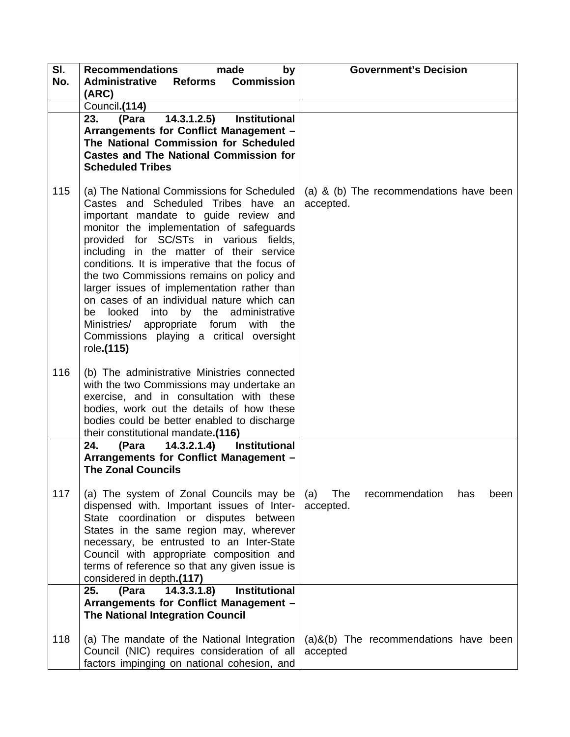| Sl. No. | Recommendations made by Administrative Reforms Commission (ARC) | Government's Decision |
| --- | --- | --- |
| | Council.**(114)** | |
| | **23. (Para 14.3.1.2.5) Institutional Arrangements for Conflict Management – The National Commission for Scheduled Castes and The National Commission for Scheduled Tribes** | |
| 115 | (a) The National Commissions for Scheduled Castes and Scheduled Tribes have an important mandate to guide review and monitor the implementation of safeguards provided for SC/STs in various fields, including in the matter of their service conditions. It is imperative that the focus of the two Commissions remains on policy and larger issues of implementation rather than on cases of an individual nature which can be looked into by the administrative Ministries/ appropriate forum with the Commissions playing a critical oversight role.**(115)** | (a) & (b) The recommendations have been accepted. |
| 116 | (b) The administrative Ministries connected with the two Commissions may undertake an exercise, and in consultation with these bodies, work out the details of how these bodies could be better enabled to discharge their constitutional mandate.**(116)** | |
| | **24. (Para 14.3.2.1.4) Institutional Arrangements for Conflict Management – The Zonal Councils** | |
| 117 | (a) The system of Zonal Councils may be dispensed with. Important issues of Inter-State coordination or disputes between States in the same region may, wherever necessary, be entrusted to an Inter-State Council with appropriate composition and terms of reference so that any given issue is considered in depth.**(117)** | (a) The recommendation has been accepted. |
| | **25. (Para 14.3.3.1.8) Institutional Arrangements for Conflict Management – The National Integration Council** | |
| 118 | (a) The mandate of the National Integration Council (NIC) requires consideration of all factors impinging on national cohesion, and | (a)&(b) The recommendations have been accepted |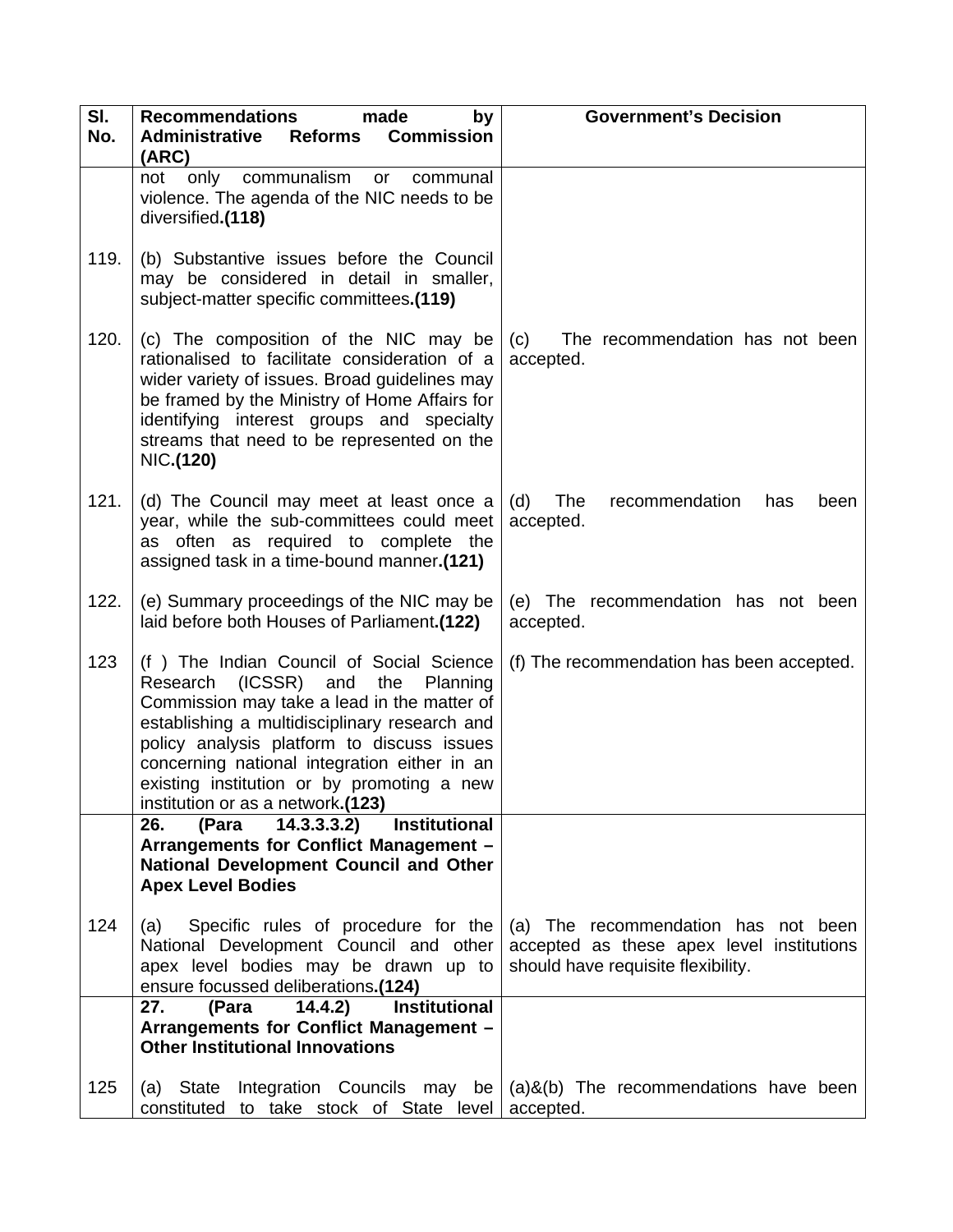| Sl. No. | Recommendations made by Administrative Reforms Commission (ARC) | Government's Decision |
|---|---|---|
| | not only communalism or communal violence. The agenda of the NIC needs to be diversified.**(118)** | |
| 119. | (b) Substantive issues before the Council may be considered in detail in smaller, subject-matter specific committees.**(119)** | |
| 120. | (c) The composition of the NIC may be rationalised to facilitate consideration of a wider variety of issues. Broad guidelines may be framed by the Ministry of Home Affairs for identifying interest groups and specialty streams that need to be represented on the NIC.**(120)** | (c) The recommendation has not been accepted. |
| 121. | (d) The Council may meet at least once a year, while the sub-committees could meet as often as required to complete the assigned task in a time-bound manner.**(121)** | (d) The recommendation has been accepted. |
| 122. | (e) Summary proceedings of the NIC may be laid before both Houses of Parliament.**(122)** | (e) The recommendation has not been accepted. |
| 123 | (f ) The Indian Council of Social Science Research (ICSSR) and the Planning Commission may take a lead in the matter of establishing a multidisciplinary research and policy analysis platform to discuss issues concerning national integration either in an existing institution or by promoting a new institution or as a network.**(123)** | (f) The recommendation has been accepted. |
| | **26. (Para 14.3.3.3.2) Institutional Arrangements for Conflict Management – National Development Council and Other Apex Level Bodies** | |
| 124 | (a) Specific rules of procedure for the National Development Council and other apex level bodies may be drawn up to ensure focussed deliberations.**(124)** | (a) The recommendation has not been accepted as these apex level institutions should have requisite flexibility. |
| | **27. (Para 14.4.2) Institutional Arrangements for Conflict Management – Other Institutional Innovations** | |
| 125 | (a) State Integration Councils may be constituted to take stock of State level | (a)&(b) The recommendations have been accepted. |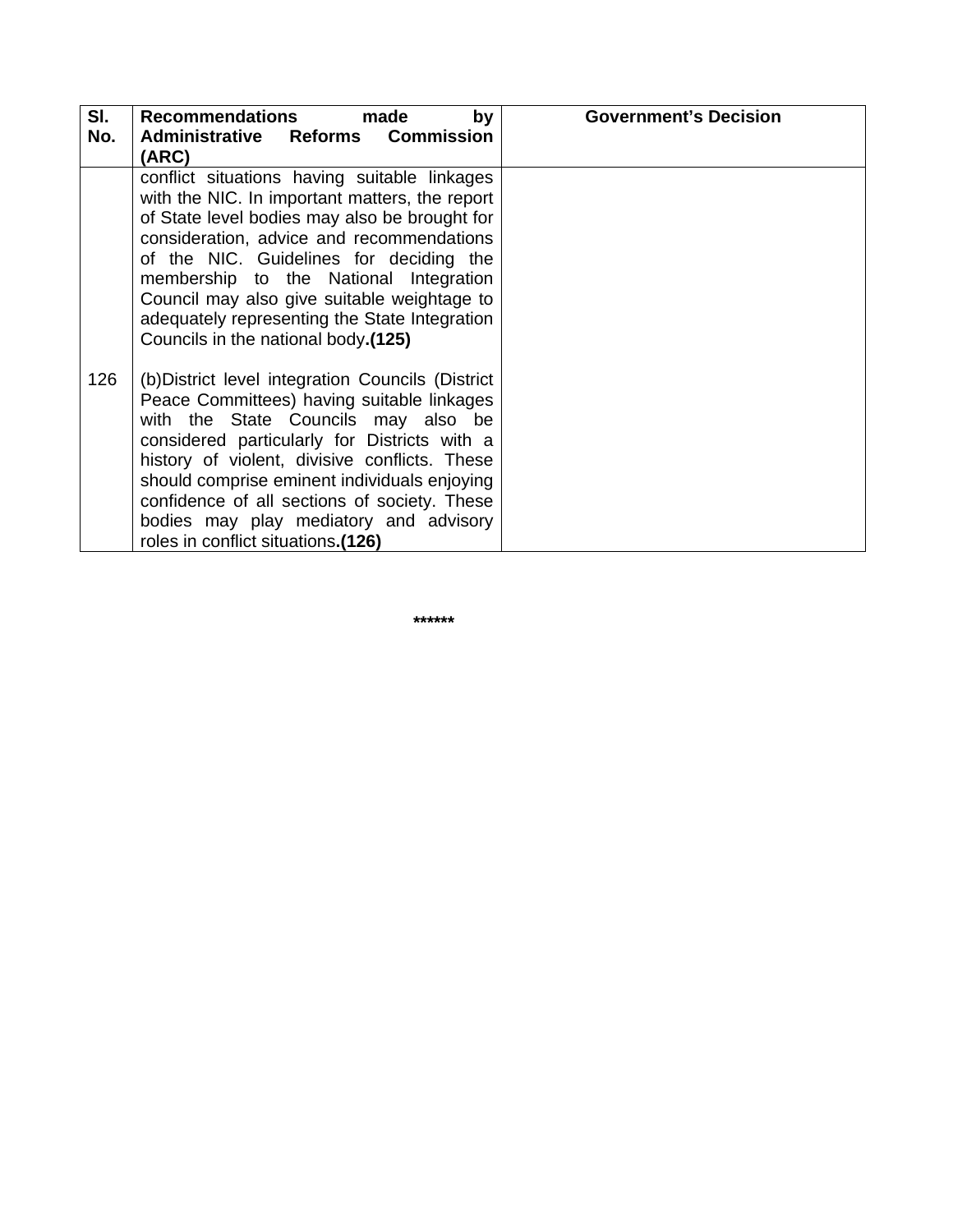| Sl. No. | Recommendations made by Administrative Reforms Commission (ARC) | Government's Decision |
|---|---|---|
| | conflict situations having suitable linkages with the NIC. In important matters, the report of State level bodies may also be brought for consideration, advice and recommendations of the NIC. Guidelines for deciding the membership to the National Integration Council may also give suitable weightage to adequately representing the State Integration Councils in the national body.**(125)** | |
| 126 | (b)District level integration Councils (District Peace Committees) having suitable linkages with the State Councils may also be considered particularly for Districts with a history of violent, divisive conflicts. These should comprise eminent individuals enjoying confidence of all sections of society. These bodies may play mediatory and advisory roles in conflict situations.**(126)** | |

**\*\*\*\*\*\***